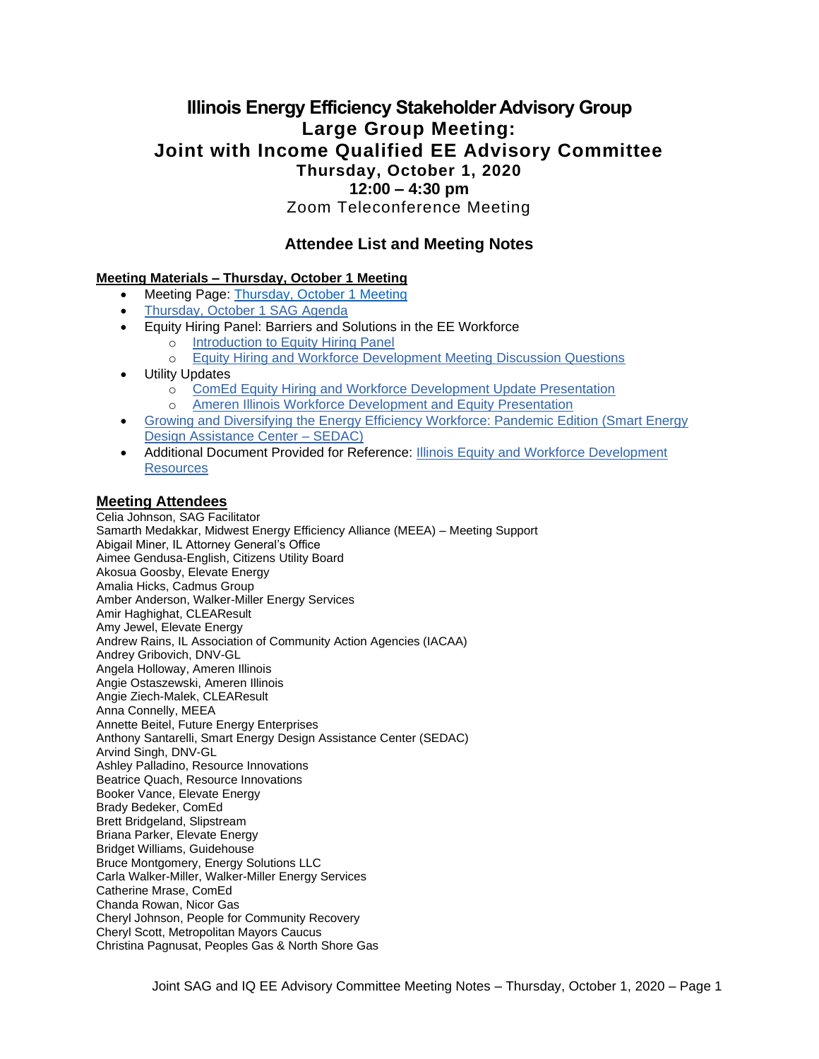# Illinois Energy Efficiency Stakeholder Advisory Group
## Large Group Meeting:
## Joint with Income Qualified EE Advisory Committee
### Thursday, October 1, 2020
### 12:00 – 4:30 pm
Zoom Teleconference Meeting

## Attendee List and Meeting Notes

**Meeting Materials – Thursday, October 1 Meeting**

- Meeting Page: Thursday, October 1 Meeting
- Thursday, October 1 SAG Agenda
- Equity Hiring Panel: Barriers and Solutions in the EE Workforce
  - Introduction to Equity Hiring Panel
  - Equity Hiring and Workforce Development Meeting Discussion Questions
- Utility Updates
  - ComEd Equity Hiring and Workforce Development Update Presentation
  - Ameren Illinois Workforce Development and Equity Presentation
- Growing and Diversifying the Energy Efficiency Workforce: Pandemic Edition (Smart Energy Design Assistance Center – SEDAC)
- Additional Document Provided for Reference: Illinois Equity and Workforce Development Resources

**Meeting Attendees**

Celia Johnson, SAG Facilitator
Samarth Medakkar, Midwest Energy Efficiency Alliance (MEEA) – Meeting Support
Abigail Miner, IL Attorney General's Office
Aimee Gendusa-English, Citizens Utility Board
Akosua Goosby, Elevate Energy
Amalia Hicks, Cadmus Group
Amber Anderson, Walker-Miller Energy Services
Amir Haghighat, CLEAResult
Amy Jewel, Elevate Energy
Andrew Rains, IL Association of Community Action Agencies (IACAA)
Andrey Gribovich, DNV-GL
Angela Holloway, Ameren Illinois
Angie Ostaszewski, Ameren Illinois
Angie Ziech-Malek, CLEAResult
Anna Connelly, MEEA
Annette Beitel, Future Energy Enterprises
Anthony Santarelli, Smart Energy Design Assistance Center (SEDAC)
Arvind Singh, DNV-GL
Ashley Palladino, Resource Innovations
Beatrice Quach, Resource Innovations
Booker Vance, Elevate Energy
Brady Bedeker, ComEd
Brett Bridgeland, Slipstream
Briana Parker, Elevate Energy
Bridget Williams, Guidehouse
Bruce Montgomery, Energy Solutions LLC
Carla Walker-Miller, Walker-Miller Energy Services
Catherine Mrase, ComEd
Chanda Rowan, Nicor Gas
Cheryl Johnson, People for Community Recovery
Cheryl Scott, Metropolitan Mayors Caucus
Christina Pagnusat, Peoples Gas & North Shore Gas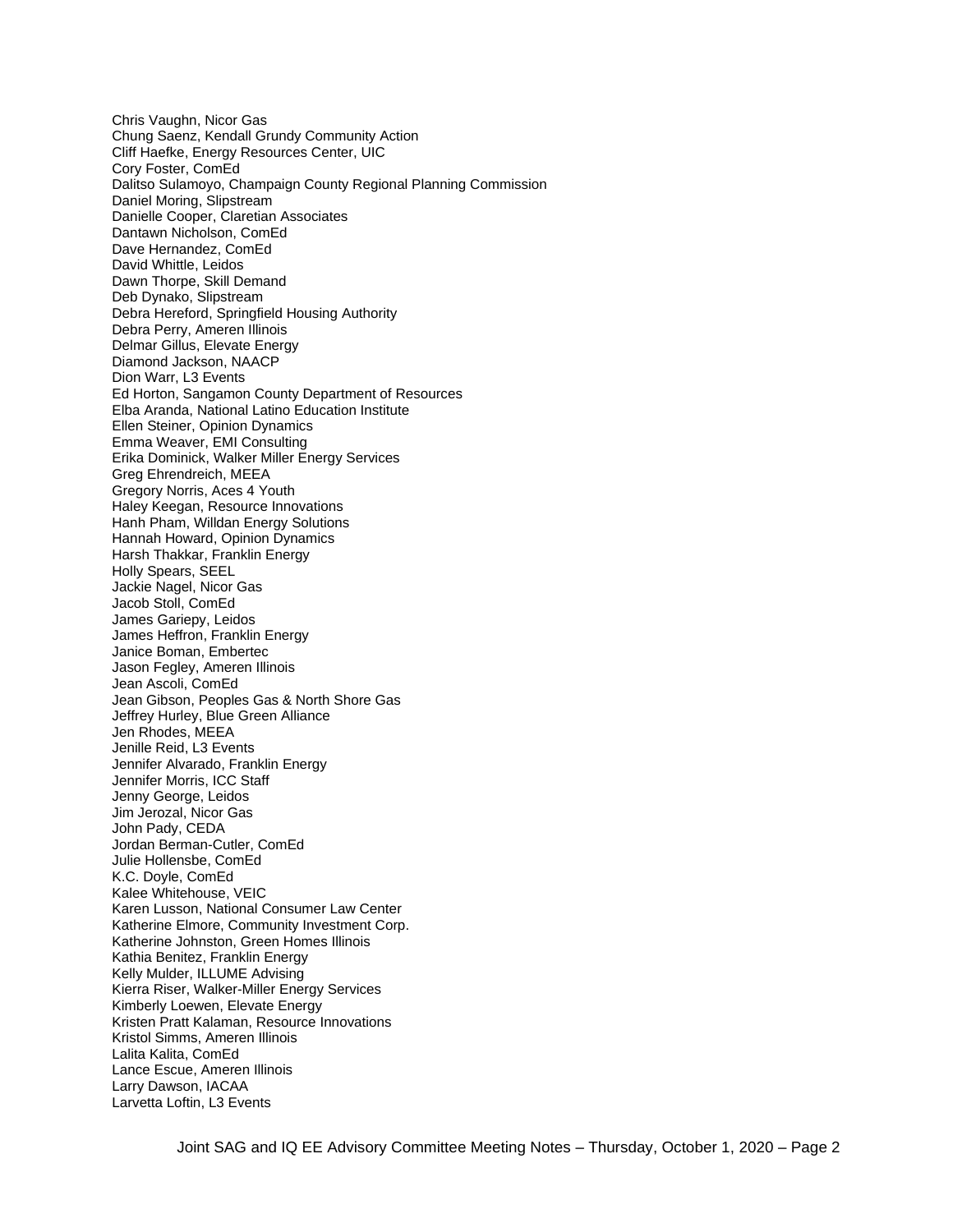Chris Vaughn, Nicor Gas
Chung Saenz, Kendall Grundy Community Action
Cliff Haefke, Energy Resources Center, UIC
Cory Foster, ComEd
Dalitso Sulamoyo, Champaign County Regional Planning Commission
Daniel Moring, Slipstream
Danielle Cooper, Claretian Associates
Dantawn Nicholson, ComEd
Dave Hernandez, ComEd
David Whittle, Leidos
Dawn Thorpe, Skill Demand
Deb Dynako, Slipstream
Debra Hereford, Springfield Housing Authority
Debra Perry, Ameren Illinois
Delmar Gillus, Elevate Energy
Diamond Jackson, NAACP
Dion Warr, L3 Events
Ed Horton, Sangamon County Department of Resources
Elba Aranda, National Latino Education Institute
Ellen Steiner, Opinion Dynamics
Emma Weaver, EMI Consulting
Erika Dominick, Walker Miller Energy Services
Greg Ehrendreich, MEEA
Gregory Norris, Aces 4 Youth
Haley Keegan, Resource Innovations
Hanh Pham, Willdan Energy Solutions
Hannah Howard, Opinion Dynamics
Harsh Thakkar, Franklin Energy
Holly Spears, SEEL
Jackie Nagel, Nicor Gas
Jacob Stoll, ComEd
James Gariepy, Leidos
James Heffron, Franklin Energy
Janice Boman, Embertec
Jason Fegley, Ameren Illinois
Jean Ascoli, ComEd
Jean Gibson, Peoples Gas & North Shore Gas
Jeffrey Hurley, Blue Green Alliance
Jen Rhodes, MEEA
Jenille Reid, L3 Events
Jennifer Alvarado, Franklin Energy
Jennifer Morris, ICC Staff
Jenny George, Leidos
Jim Jerozal, Nicor Gas
John Pady, CEDA
Jordan Berman-Cutler, ComEd
Julie Hollensbe, ComEd
K.C. Doyle, ComEd
Kalee Whitehouse, VEIC
Karen Lusson, National Consumer Law Center
Katherine Elmore, Community Investment Corp.
Katherine Johnston, Green Homes Illinois
Kathia Benitez, Franklin Energy
Kelly Mulder, ILLUME Advising
Kierra Riser, Walker-Miller Energy Services
Kimberly Loewen, Elevate Energy
Kristen Pratt Kalaman, Resource Innovations
Kristol Simms, Ameren Illinois
Lalita Kalita, ComEd
Lance Escue, Ameren Illinois
Larry Dawson, IACAA
Larvetta Loftin, L3 Events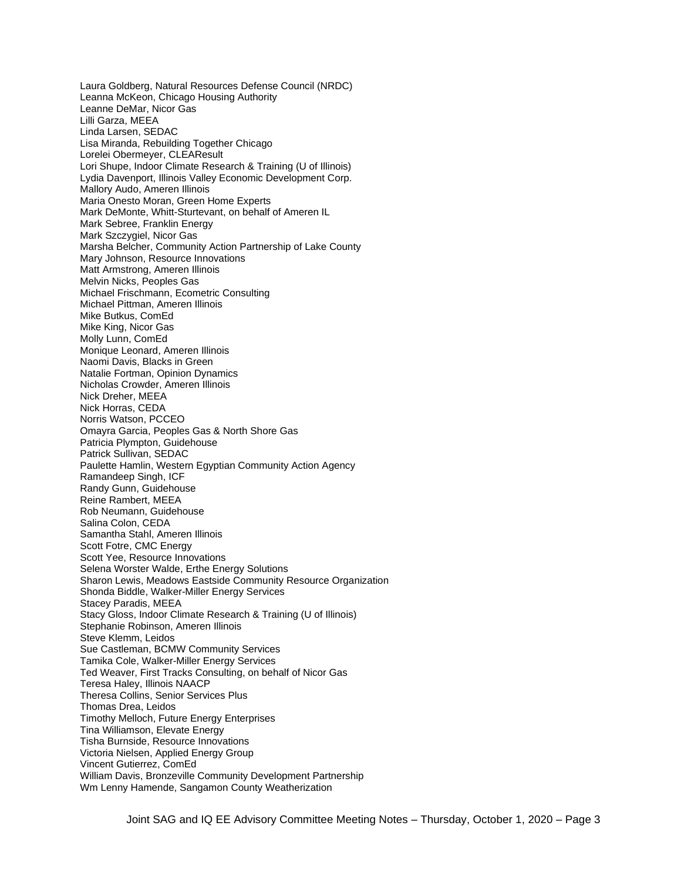Laura Goldberg, Natural Resources Defense Council (NRDC)
Leanna McKeon, Chicago Housing Authority
Leanne DeMar, Nicor Gas
Lilli Garza, MEEA
Linda Larsen, SEDAC
Lisa Miranda, Rebuilding Together Chicago
Lorelei Obermeyer, CLEAResult
Lori Shupe, Indoor Climate Research & Training (U of Illinois)
Lydia Davenport, Illinois Valley Economic Development Corp.
Mallory Audo, Ameren Illinois
Maria Onesto Moran, Green Home Experts
Mark DeMonte, Whitt-Sturtevant, on behalf of Ameren IL
Mark Sebree, Franklin Energy
Mark Szczygiel, Nicor Gas
Marsha Belcher, Community Action Partnership of Lake County
Mary Johnson, Resource Innovations
Matt Armstrong, Ameren Illinois
Melvin Nicks, Peoples Gas
Michael Frischmann, Ecometric Consulting
Michael Pittman, Ameren Illinois
Mike Butkus, ComEd
Mike King, Nicor Gas
Molly Lunn, ComEd
Monique Leonard, Ameren Illinois
Naomi Davis, Blacks in Green
Natalie Fortman, Opinion Dynamics
Nicholas Crowder, Ameren Illinois
Nick Dreher, MEEA
Nick Horras, CEDA
Norris Watson, PCCEO
Omayra Garcia, Peoples Gas & North Shore Gas
Patricia Plympton, Guidehouse
Patrick Sullivan, SEDAC
Paulette Hamlin, Western Egyptian Community Action Agency
Ramandeep Singh, ICF
Randy Gunn, Guidehouse
Reine Rambert, MEEA
Rob Neumann, Guidehouse
Salina Colon, CEDA
Samantha Stahl, Ameren Illinois
Scott Fotre, CMC Energy
Scott Yee, Resource Innovations
Selena Worster Walde, Erthe Energy Solutions
Sharon Lewis, Meadows Eastside Community Resource Organization
Shonda Biddle, Walker-Miller Energy Services
Stacey Paradis, MEEA
Stacy Gloss, Indoor Climate Research & Training (U of Illinois)
Stephanie Robinson, Ameren Illinois
Steve Klemm, Leidos
Sue Castleman, BCMW Community Services
Tamika Cole, Walker-Miller Energy Services
Ted Weaver, First Tracks Consulting, on behalf of Nicor Gas
Teresa Haley, Illinois NAACP
Theresa Collins, Senior Services Plus
Thomas Drea, Leidos
Timothy Melloch, Future Energy Enterprises
Tina Williamson, Elevate Energy
Tisha Burnside, Resource Innovations
Victoria Nielsen, Applied Energy Group
Vincent Gutierrez, ComEd
William Davis, Bronzeville Community Development Partnership
Wm Lenny Hamende, Sangamon County Weatherization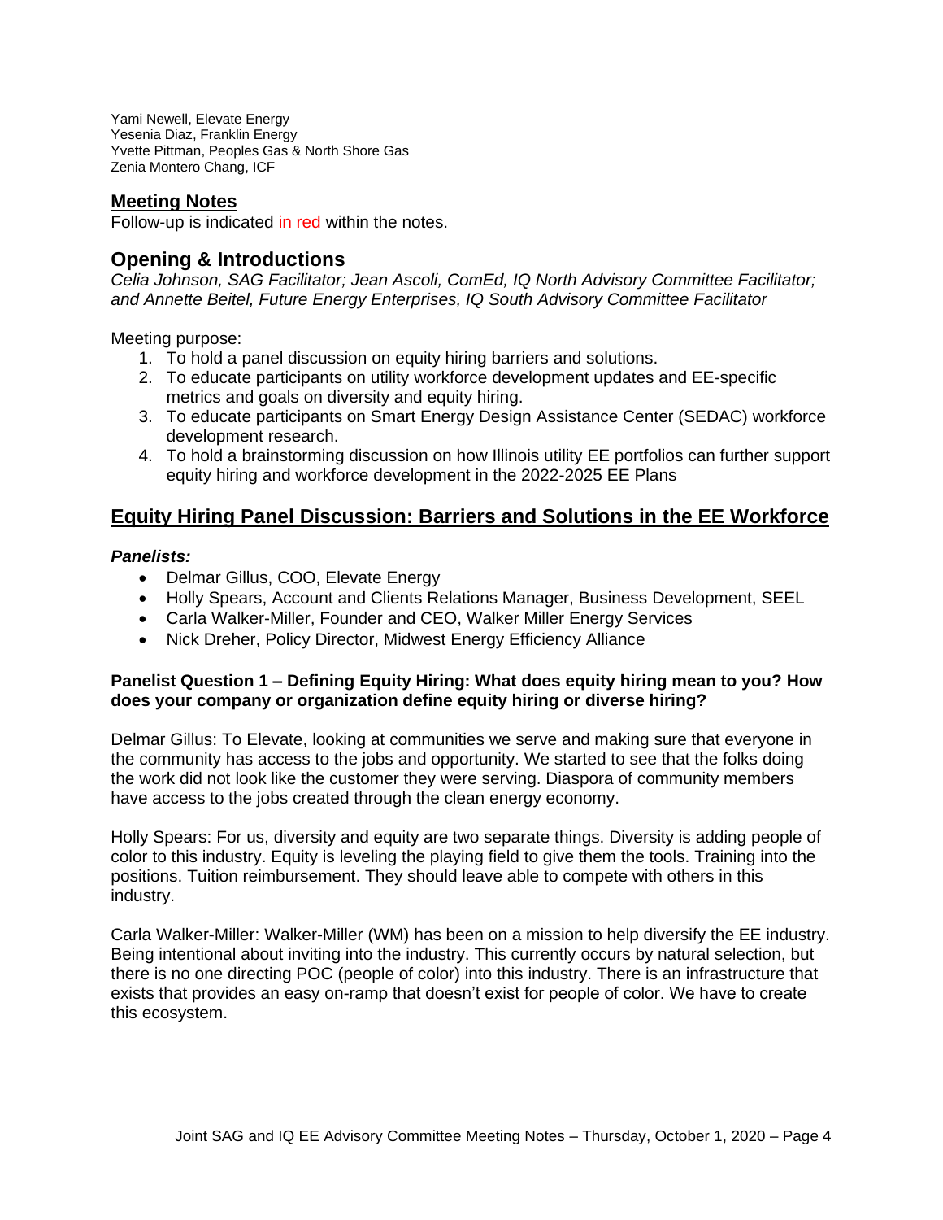Yami Newell, Elevate Energy
Yesenia Diaz, Franklin Energy
Yvette Pittman, Peoples Gas & North Shore Gas
Zenia Montero Chang, ICF

## Meeting Notes

Follow-up is indicated in red within the notes.

## Opening & Introductions

*Celia Johnson, SAG Facilitator; Jean Ascoli, ComEd, IQ North Advisory Committee Facilitator; and Annette Beitel, Future Energy Enterprises, IQ South Advisory Committee Facilitator*

Meeting purpose:

1. To hold a panel discussion on equity hiring barriers and solutions.
2. To educate participants on utility workforce development updates and EE-specific metrics and goals on diversity and equity hiring.
3. To educate participants on Smart Energy Design Assistance Center (SEDAC) workforce development research.
4. To hold a brainstorming discussion on how Illinois utility EE portfolios can further support equity hiring and workforce development in the 2022-2025 EE Plans

## Equity Hiring Panel Discussion: Barriers and Solutions in the EE Workforce

***Panelists:***

- Delmar Gillus, COO, Elevate Energy
- Holly Spears, Account and Clients Relations Manager, Business Development, SEEL
- Carla Walker-Miller, Founder and CEO, Walker Miller Energy Services
- Nick Dreher, Policy Director, Midwest Energy Efficiency Alliance

**Panelist Question 1 – Defining Equity Hiring: What does equity hiring mean to you? How does your company or organization define equity hiring or diverse hiring?**

Delmar Gillus: To Elevate, looking at communities we serve and making sure that everyone in the community has access to the jobs and opportunity. We started to see that the folks doing the work did not look like the customer they were serving. Diaspora of community members have access to the jobs created through the clean energy economy.

Holly Spears: For us, diversity and equity are two separate things. Diversity is adding people of color to this industry. Equity is leveling the playing field to give them the tools. Training into the positions. Tuition reimbursement. They should leave able to compete with others in this industry.

Carla Walker-Miller: Walker-Miller (WM) has been on a mission to help diversify the EE industry. Being intentional about inviting into the industry. This currently occurs by natural selection, but there is no one directing POC (people of color) into this industry. There is an infrastructure that exists that provides an easy on-ramp that doesn't exist for people of color. We have to create this ecosystem.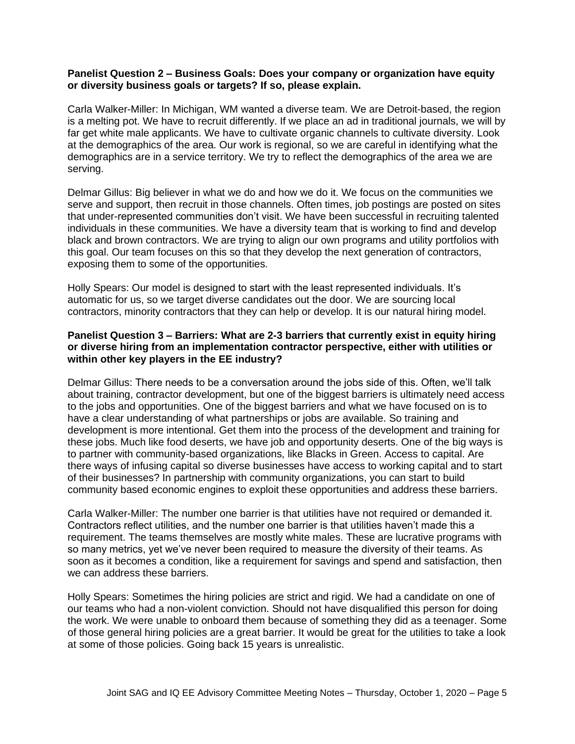**Panelist Question 2 – Business Goals: Does your company or organization have equity or diversity business goals or targets? If so, please explain.**

Carla Walker-Miller: In Michigan, WM wanted a diverse team. We are Detroit-based, the region is a melting pot. We have to recruit differently. If we place an ad in traditional journals, we will by far get white male applicants. We have to cultivate organic channels to cultivate diversity. Look at the demographics of the area. Our work is regional, so we are careful in identifying what the demographics are in a service territory. We try to reflect the demographics of the area we are serving.

Delmar Gillus: Big believer in what we do and how we do it. We focus on the communities we serve and support, then recruit in those channels. Often times, job postings are posted on sites that under-represented communities don't visit. We have been successful in recruiting talented individuals in these communities. We have a diversity team that is working to find and develop black and brown contractors. We are trying to align our own programs and utility portfolios with this goal. Our team focuses on this so that they develop the next generation of contractors, exposing them to some of the opportunities.

Holly Spears: Our model is designed to start with the least represented individuals. It's automatic for us, so we target diverse candidates out the door. We are sourcing local contractors, minority contractors that they can help or develop. It is our natural hiring model.

**Panelist Question 3 – Barriers: What are 2-3 barriers that currently exist in equity hiring or diverse hiring from an implementation contractor perspective, either with utilities or within other key players in the EE industry?**

Delmar Gillus: There needs to be a conversation around the jobs side of this. Often, we'll talk about training, contractor development, but one of the biggest barriers is ultimately need access to the jobs and opportunities. One of the biggest barriers and what we have focused on is to have a clear understanding of what partnerships or jobs are available. So training and development is more intentional. Get them into the process of the development and training for these jobs. Much like food deserts, we have job and opportunity deserts. One of the big ways is to partner with community-based organizations, like Blacks in Green. Access to capital. Are there ways of infusing capital so diverse businesses have access to working capital and to start of their businesses? In partnership with community organizations, you can start to build community based economic engines to exploit these opportunities and address these barriers.

Carla Walker-Miller: The number one barrier is that utilities have not required or demanded it. Contractors reflect utilities, and the number one barrier is that utilities haven't made this a requirement. The teams themselves are mostly white males. These are lucrative programs with so many metrics, yet we've never been required to measure the diversity of their teams. As soon as it becomes a condition, like a requirement for savings and spend and satisfaction, then we can address these barriers.

Holly Spears: Sometimes the hiring policies are strict and rigid. We had a candidate on one of our teams who had a non-violent conviction. Should not have disqualified this person for doing the work. We were unable to onboard them because of something they did as a teenager. Some of those general hiring policies are a great barrier. It would be great for the utilities to take a look at some of those policies. Going back 15 years is unrealistic.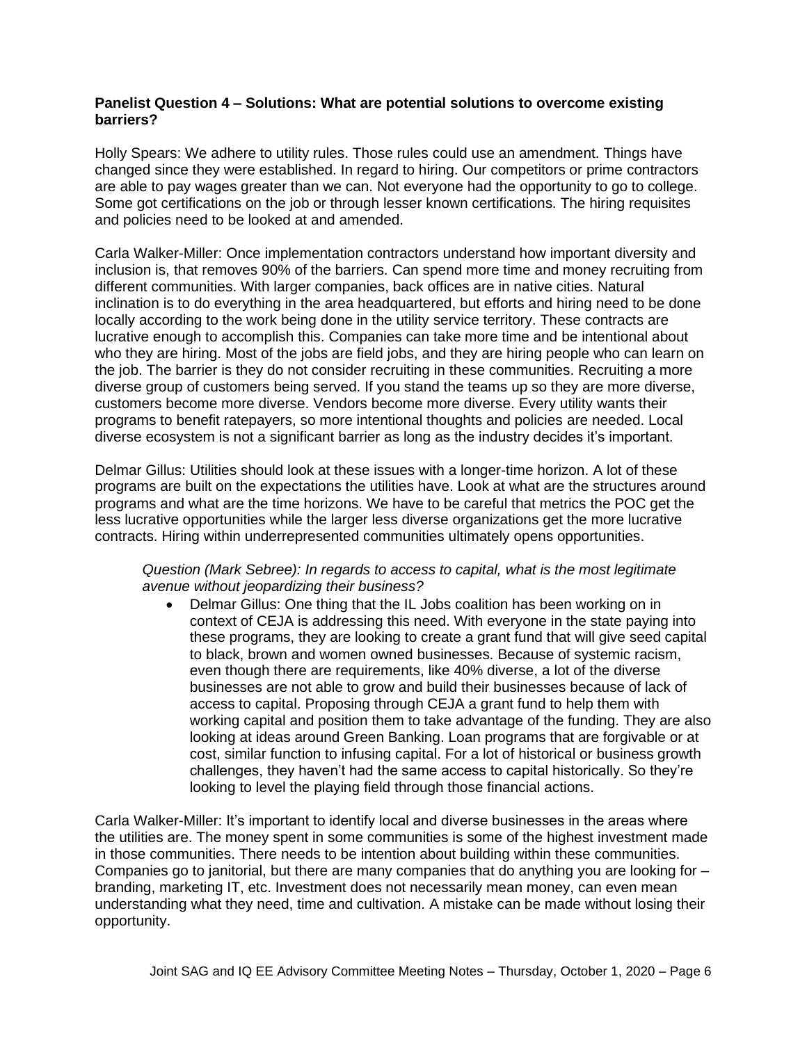**Panelist Question 4 – Solutions: What are potential solutions to overcome existing barriers?**

Holly Spears: We adhere to utility rules. Those rules could use an amendment. Things have changed since they were established. In regard to hiring. Our competitors or prime contractors are able to pay wages greater than we can. Not everyone had the opportunity to go to college. Some got certifications on the job or through lesser known certifications. The hiring requisites and policies need to be looked at and amended.

Carla Walker-Miller: Once implementation contractors understand how important diversity and inclusion is, that removes 90% of the barriers. Can spend more time and money recruiting from different communities. With larger companies, back offices are in native cities. Natural inclination is to do everything in the area headquartered, but efforts and hiring need to be done locally according to the work being done in the utility service territory. These contracts are lucrative enough to accomplish this. Companies can take more time and be intentional about who they are hiring. Most of the jobs are field jobs, and they are hiring people who can learn on the job. The barrier is they do not consider recruiting in these communities. Recruiting a more diverse group of customers being served. If you stand the teams up so they are more diverse, customers become more diverse. Vendors become more diverse. Every utility wants their programs to benefit ratepayers, so more intentional thoughts and policies are needed. Local diverse ecosystem is not a significant barrier as long as the industry decides it's important.

Delmar Gillus: Utilities should look at these issues with a longer-time horizon. A lot of these programs are built on the expectations the utilities have. Look at what are the structures around programs and what are the time horizons. We have to be careful that metrics the POC get the less lucrative opportunities while the larger less diverse organizations get the more lucrative contracts. Hiring within underrepresented communities ultimately opens opportunities.

> *Question (Mark Sebree): In regards to access to capital, what is the most legitimate avenue without jeopardizing their business?*
>
> - Delmar Gillus: One thing that the IL Jobs coalition has been working on in context of CEJA is addressing this need. With everyone in the state paying into these programs, they are looking to create a grant fund that will give seed capital to black, brown and women owned businesses. Because of systemic racism, even though there are requirements, like 40% diverse, a lot of the diverse businesses are not able to grow and build their businesses because of lack of access to capital. Proposing through CEJA a grant fund to help them with working capital and position them to take advantage of the funding. They are also looking at ideas around Green Banking. Loan programs that are forgivable or at cost, similar function to infusing capital. For a lot of historical or business growth challenges, they haven't had the same access to capital historically. So they're looking to level the playing field through those financial actions.

Carla Walker-Miller: It's important to identify local and diverse businesses in the areas where the utilities are. The money spent in some communities is some of the highest investment made in those communities. There needs to be intention about building within these communities. Companies go to janitorial, but there are many companies that do anything you are looking for – branding, marketing IT, etc. Investment does not necessarily mean money, can even mean understanding what they need, time and cultivation. A mistake can be made without losing their opportunity.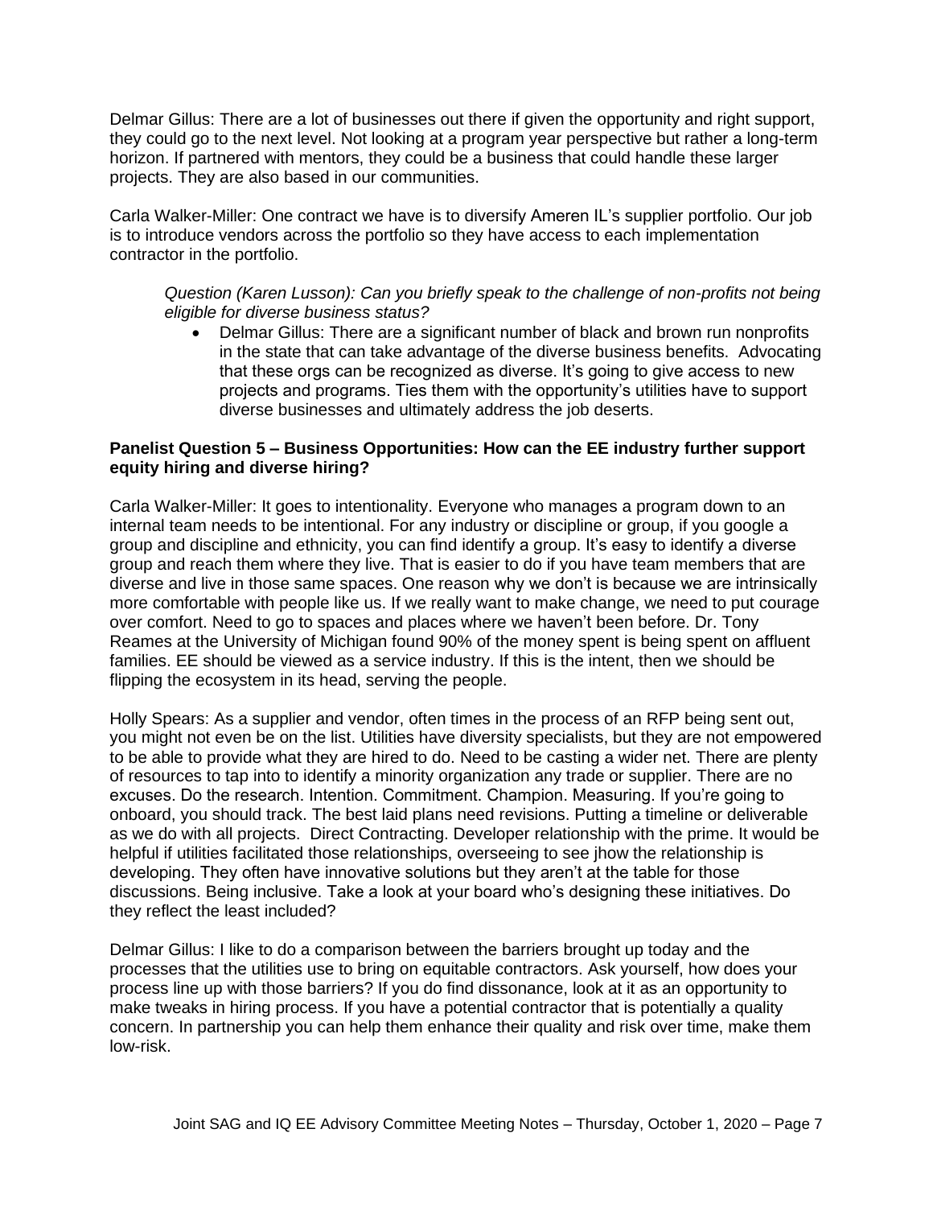Delmar Gillus: There are a lot of businesses out there if given the opportunity and right support, they could go to the next level. Not looking at a program year perspective but rather a long-term horizon. If partnered with mentors, they could be a business that could handle these larger projects. They are also based in our communities.

Carla Walker-Miller: One contract we have is to diversify Ameren IL's supplier portfolio. Our job is to introduce vendors across the portfolio so they have access to each implementation contractor in the portfolio.

*Question (Karen Lusson): Can you briefly speak to the challenge of non-profits not being eligible for diverse business status?*

- Delmar Gillus: There are a significant number of black and brown run nonprofits in the state that can take advantage of the diverse business benefits. Advocating that these orgs can be recognized as diverse. It's going to give access to new projects and programs. Ties them with the opportunity's utilities have to support diverse businesses and ultimately address the job deserts.

**Panelist Question 5 – Business Opportunities: How can the EE industry further support equity hiring and diverse hiring?**

Carla Walker-Miller: It goes to intentionality. Everyone who manages a program down to an internal team needs to be intentional. For any industry or discipline or group, if you google a group and discipline and ethnicity, you can find identify a group. It's easy to identify a diverse group and reach them where they live. That is easier to do if you have team members that are diverse and live in those same spaces. One reason why we don't is because we are intrinsically more comfortable with people like us. If we really want to make change, we need to put courage over comfort. Need to go to spaces and places where we haven't been before. Dr. Tony Reames at the University of Michigan found 90% of the money spent is being spent on affluent families. EE should be viewed as a service industry. If this is the intent, then we should be flipping the ecosystem in its head, serving the people.

Holly Spears: As a supplier and vendor, often times in the process of an RFP being sent out, you might not even be on the list. Utilities have diversity specialists, but they are not empowered to be able to provide what they are hired to do. Need to be casting a wider net. There are plenty of resources to tap into to identify a minority organization any trade or supplier. There are no excuses. Do the research. Intention. Commitment. Champion. Measuring. If you're going to onboard, you should track. The best laid plans need revisions. Putting a timeline or deliverable as we do with all projects. Direct Contracting. Developer relationship with the prime. It would be helpful if utilities facilitated those relationships, overseeing to see jhow the relationship is developing. They often have innovative solutions but they aren't at the table for those discussions. Being inclusive. Take a look at your board who's designing these initiatives. Do they reflect the least included?

Delmar Gillus: I like to do a comparison between the barriers brought up today and the processes that the utilities use to bring on equitable contractors. Ask yourself, how does your process line up with those barriers? If you do find dissonance, look at it as an opportunity to make tweaks in hiring process. If you have a potential contractor that is potentially a quality concern. In partnership you can help them enhance their quality and risk over time, make them low-risk.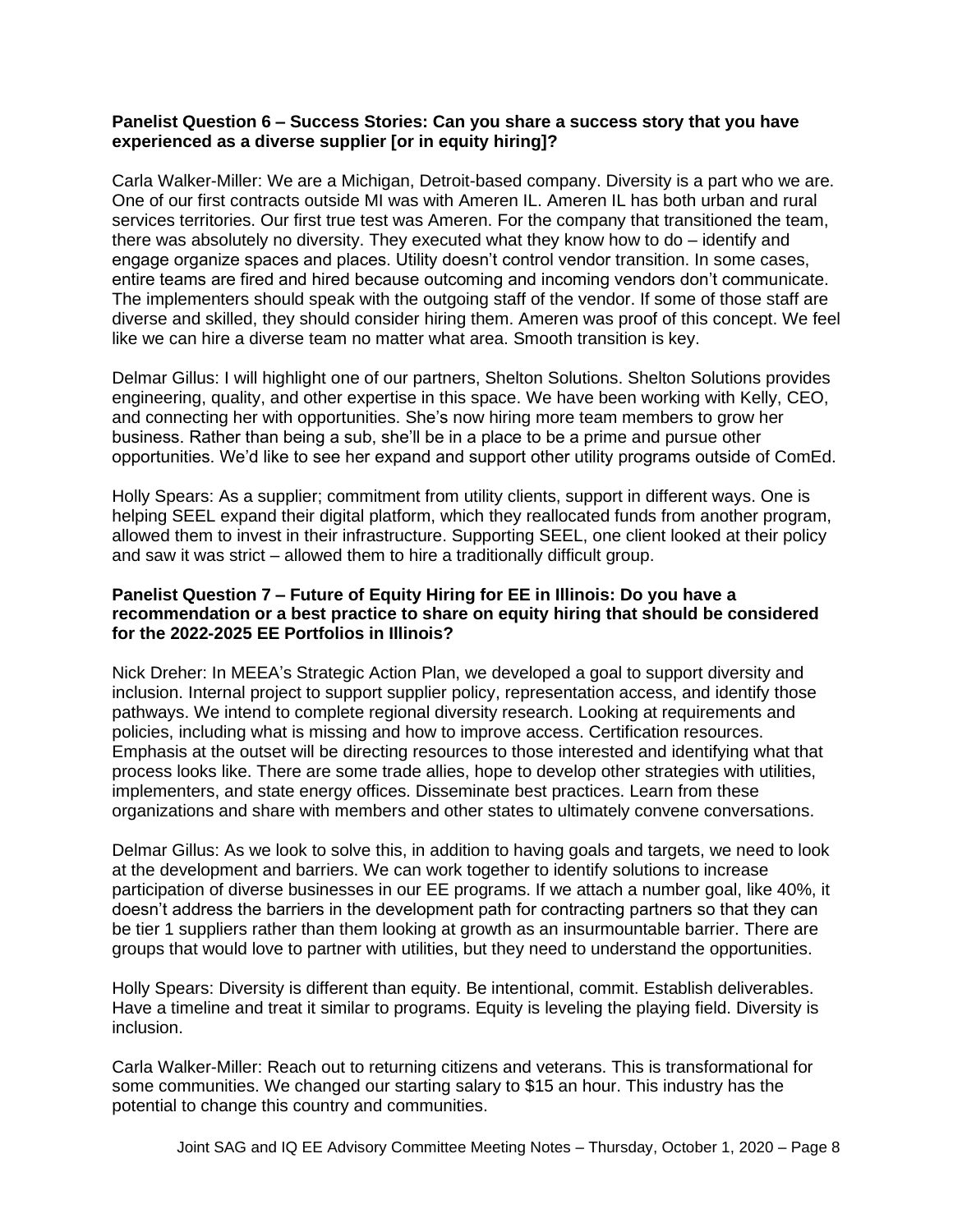**Panelist Question 6 – Success Stories: Can you share a success story that you have experienced as a diverse supplier [or in equity hiring]?**

Carla Walker-Miller: We are a Michigan, Detroit-based company. Diversity is a part who we are. One of our first contracts outside MI was with Ameren IL. Ameren IL has both urban and rural services territories. Our first true test was Ameren. For the company that transitioned the team, there was absolutely no diversity. They executed what they know how to do – identify and engage organize spaces and places. Utility doesn't control vendor transition. In some cases, entire teams are fired and hired because outcoming and incoming vendors don't communicate. The implementers should speak with the outgoing staff of the vendor. If some of those staff are diverse and skilled, they should consider hiring them. Ameren was proof of this concept. We feel like we can hire a diverse team no matter what area. Smooth transition is key.

Delmar Gillus: I will highlight one of our partners, Shelton Solutions. Shelton Solutions provides engineering, quality, and other expertise in this space. We have been working with Kelly, CEO, and connecting her with opportunities. She's now hiring more team members to grow her business. Rather than being a sub, she'll be in a place to be a prime and pursue other opportunities. We'd like to see her expand and support other utility programs outside of ComEd.

Holly Spears: As a supplier; commitment from utility clients, support in different ways. One is helping SEEL expand their digital platform, which they reallocated funds from another program, allowed them to invest in their infrastructure. Supporting SEEL, one client looked at their policy and saw it was strict – allowed them to hire a traditionally difficult group.

**Panelist Question 7 – Future of Equity Hiring for EE in Illinois: Do you have a recommendation or a best practice to share on equity hiring that should be considered for the 2022-2025 EE Portfolios in Illinois?**

Nick Dreher: In MEEA's Strategic Action Plan, we developed a goal to support diversity and inclusion. Internal project to support supplier policy, representation access, and identify those pathways. We intend to complete regional diversity research. Looking at requirements and policies, including what is missing and how to improve access. Certification resources. Emphasis at the outset will be directing resources to those interested and identifying what that process looks like. There are some trade allies, hope to develop other strategies with utilities, implementers, and state energy offices. Disseminate best practices. Learn from these organizations and share with members and other states to ultimately convene conversations.

Delmar Gillus: As we look to solve this, in addition to having goals and targets, we need to look at the development and barriers. We can work together to identify solutions to increase participation of diverse businesses in our EE programs. If we attach a number goal, like 40%, it doesn't address the barriers in the development path for contracting partners so that they can be tier 1 suppliers rather than them looking at growth as an insurmountable barrier. There are groups that would love to partner with utilities, but they need to understand the opportunities.

Holly Spears: Diversity is different than equity. Be intentional, commit. Establish deliverables. Have a timeline and treat it similar to programs. Equity is leveling the playing field. Diversity is inclusion.

Carla Walker-Miller: Reach out to returning citizens and veterans. This is transformational for some communities. We changed our starting salary to $15 an hour. This industry has the potential to change this country and communities.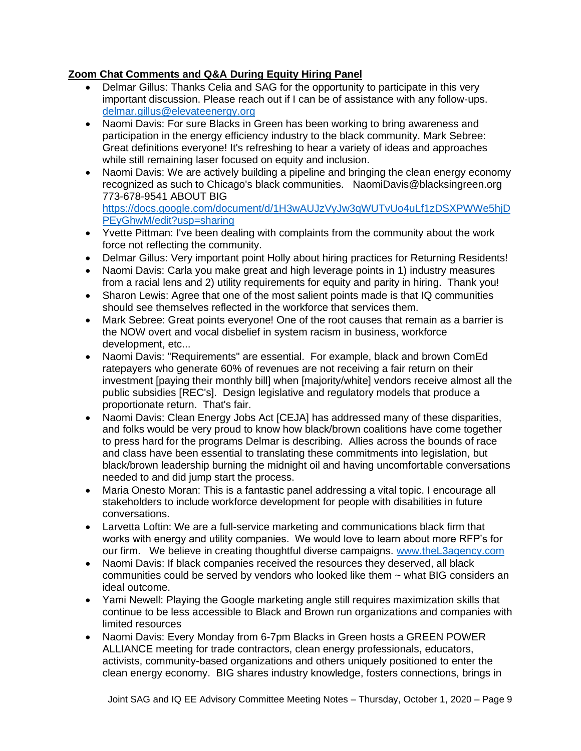**Zoom Chat Comments and Q&A During Equity Hiring Panel**

- Delmar Gillus: Thanks Celia and SAG for the opportunity to participate in this very important discussion. Please reach out if I can be of assistance with any follow-ups. [delmar.gillus@elevateenergy.org](mailto:delmar.gillus@elevateenergy.org)
- Naomi Davis: For sure Blacks in Green has been working to bring awareness and participation in the energy efficiency industry to the black community. Mark Sebree: Great definitions everyone! It's refreshing to hear a variety of ideas and approaches while still remaining laser focused on equity and inclusion.
- Naomi Davis: We are actively building a pipeline and bringing the clean energy economy recognized as such to Chicago's black communities.   NaomiDavis@blacksingreen.org 773-678-9541 ABOUT BIG [https://docs.google.com/document/d/1H3wAUJzVyJw3qWUTvUo4uLf1zDSXPWWe5hjDPEyGhwM/edit?usp=sharing](https://docs.google.com/document/d/1H3wAUJzVyJw3qWUTvUo4uLf1zDSXPWWe5hjDPEyGhwM/edit?usp=sharing)
- Yvette Pittman: I've been dealing with complaints from the community about the work force not reflecting the community.
- Delmar Gillus: Very important point Holly about hiring practices for Returning Residents!
- Naomi Davis: Carla you make great and high leverage points in 1) industry measures from a racial lens and 2) utility requirements for equity and parity in hiring.  Thank you!
- Sharon Lewis: Agree that one of the most salient points made is that IQ communities should see themselves reflected in the workforce that services them.
- Mark Sebree: Great points everyone! One of the root causes that remain as a barrier is the NOW overt and vocal disbelief in system racism in business, workforce development, etc...
- Naomi Davis: "Requirements" are essential.  For example, black and brown ComEd ratepayers who generate 60% of revenues are not receiving a fair return on their investment [paying their monthly bill] when [majority/white] vendors receive almost all the public subsidies [REC's].  Design legislative and regulatory models that produce a proportionate return.  That's fair.
- Naomi Davis: Clean Energy Jobs Act [CEJA] has addressed many of these disparities, and folks would be very proud to know how black/brown coalitions have come together to press hard for the programs Delmar is describing.  Allies across the bounds of race and class have been essential to translating these commitments into legislation, but black/brown leadership burning the midnight oil and having uncomfortable conversations needed to and did jump start the process.
- Maria Onesto Moran: This is a fantastic panel addressing a vital topic. I encourage all stakeholders to include workforce development for people with disabilities in future conversations.
- Larvetta Loftin: We are a full-service marketing and communications black firm that works with energy and utility companies.  We would love to learn about more RFP's for our firm.   We believe in creating thoughtful diverse campaigns. [www.theL3agency.com](http://www.theL3agency.com)
- Naomi Davis: If black companies received the resources they deserved, all black communities could be served by vendors who looked like them ~ what BIG considers an ideal outcome.
- Yami Newell: Playing the Google marketing angle still requires maximization skills that continue to be less accessible to Black and Brown run organizations and companies with limited resources
- Naomi Davis: Every Monday from 6-7pm Blacks in Green hosts a GREEN POWER ALLIANCE meeting for trade contractors, clean energy professionals, educators, activists, community-based organizations and others uniquely positioned to enter the clean energy economy.  BIG shares industry knowledge, fosters connections, brings in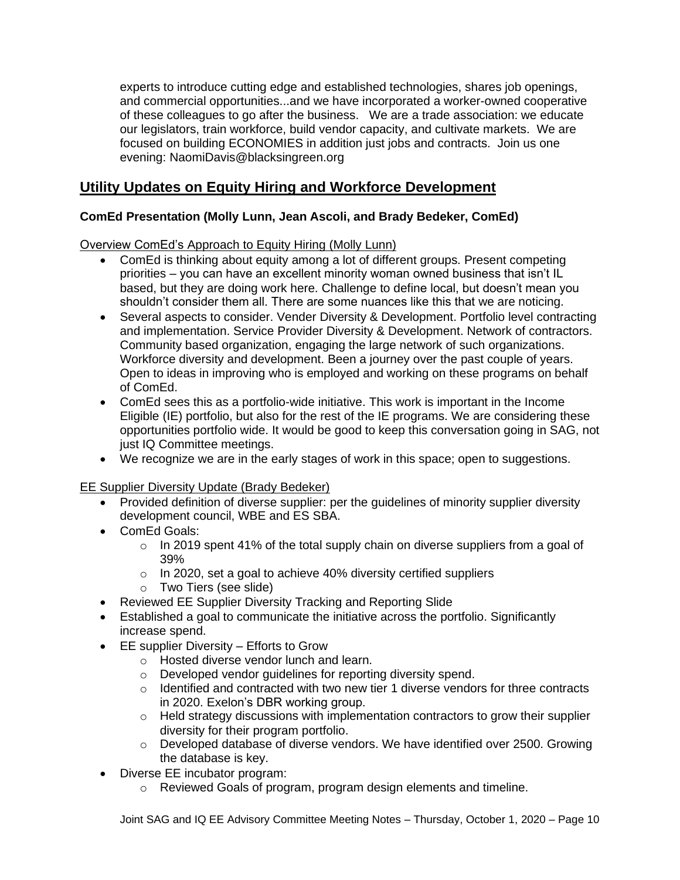experts to introduce cutting edge and established technologies, shares job openings, and commercial opportunities...and we have incorporated a worker-owned cooperative of these colleagues to go after the business. We are a trade association: we educate our legislators, train workforce, build vendor capacity, and cultivate markets. We are focused on building ECONOMIES in addition just jobs and contracts. Join us one evening: NaomiDavis@blacksingreen.org

## Utility Updates on Equity Hiring and Workforce Development

### ComEd Presentation (Molly Lunn, Jean Ascoli, and Brady Bedeker, ComEd)

Overview ComEd's Approach to Equity Hiring (Molly Lunn)

- ComEd is thinking about equity among a lot of different groups. Present competing priorities – you can have an excellent minority woman owned business that isn't IL based, but they are doing work here. Challenge to define local, but doesn't mean you shouldn't consider them all. There are some nuances like this that we are noticing.
- Several aspects to consider. Vender Diversity & Development. Portfolio level contracting and implementation. Service Provider Diversity & Development. Network of contractors. Community based organization, engaging the large network of such organizations. Workforce diversity and development. Been a journey over the past couple of years. Open to ideas in improving who is employed and working on these programs on behalf of ComEd.
- ComEd sees this as a portfolio-wide initiative. This work is important in the Income Eligible (IE) portfolio, but also for the rest of the IE programs. We are considering these opportunities portfolio wide. It would be good to keep this conversation going in SAG, not just IQ Committee meetings.
- We recognize we are in the early stages of work in this space; open to suggestions.

EE Supplier Diversity Update (Brady Bedeker)

- Provided definition of diverse supplier: per the guidelines of minority supplier diversity development council, WBE and ES SBA.
- ComEd Goals:
  - In 2019 spent 41% of the total supply chain on diverse suppliers from a goal of 39%
  - In 2020, set a goal to achieve 40% diversity certified suppliers
  - Two Tiers (see slide)
- Reviewed EE Supplier Diversity Tracking and Reporting Slide
- Established a goal to communicate the initiative across the portfolio. Significantly increase spend.
- EE supplier Diversity – Efforts to Grow
  - Hosted diverse vendor lunch and learn.
  - Developed vendor guidelines for reporting diversity spend.
  - Identified and contracted with two new tier 1 diverse vendors for three contracts in 2020. Exelon's DBR working group.
  - Held strategy discussions with implementation contractors to grow their supplier diversity for their program portfolio.
  - Developed database of diverse vendors. We have identified over 2500. Growing the database is key.
- Diverse EE incubator program:
  - Reviewed Goals of program, program design elements and timeline.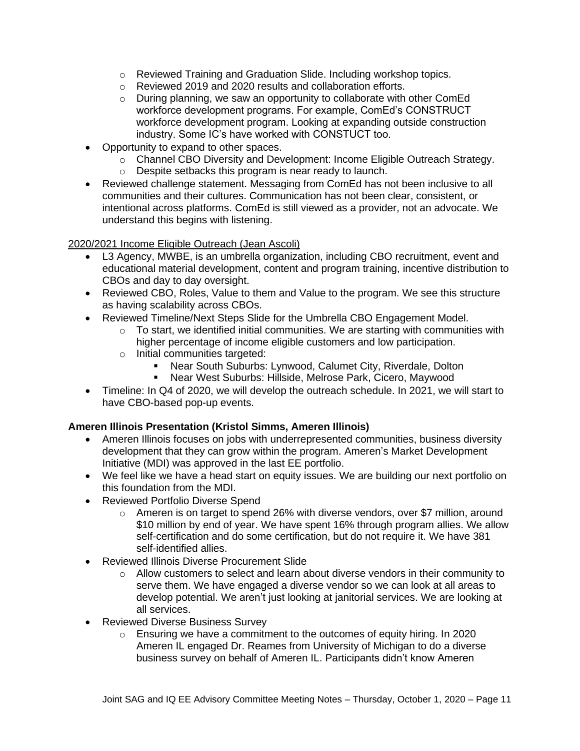- Reviewed Training and Graduation Slide. Including workshop topics.
    - Reviewed 2019 and 2020 results and collaboration efforts.
    - During planning, we saw an opportunity to collaborate with other ComEd workforce development programs. For example, ComEd's CONSTRUCT workforce development program. Looking at expanding outside construction industry. Some IC's have worked with CONSTUCT too.
- Opportunity to expand to other spaces.
    - Channel CBO Diversity and Development: Income Eligible Outreach Strategy.
    - Despite setbacks this program is near ready to launch.
- Reviewed challenge statement. Messaging from ComEd has not been inclusive to all communities and their cultures. Communication has not been clear, consistent, or intentional across platforms. ComEd is still viewed as a provider, not an advocate. We understand this begins with listening.

<u>2020/2021 Income Eligible Outreach (Jean Ascoli)</u>

- L3 Agency, MWBE, is an umbrella organization, including CBO recruitment, event and educational material development, content and program training, incentive distribution to CBOs and day to day oversight.
- Reviewed CBO, Roles, Value to them and Value to the program. We see this structure as having scalability across CBOs.
- Reviewed Timeline/Next Steps Slide for the Umbrella CBO Engagement Model.
    - To start, we identified initial communities. We are starting with communities with higher percentage of income eligible customers and low participation.
    - Initial communities targeted:
        - Near South Suburbs: Lynwood, Calumet City, Riverdale, Dolton
        - Near West Suburbs: Hillside, Melrose Park, Cicero, Maywood
- Timeline: In Q4 of 2020, we will develop the outreach schedule. In 2021, we will start to have CBO-based pop-up events.

**Ameren Illinois Presentation (Kristol Simms, Ameren Illinois)**

- Ameren Illinois focuses on jobs with underrepresented communities, business diversity development that they can grow within the program. Ameren's Market Development Initiative (MDI) was approved in the last EE portfolio.
- We feel like we have a head start on equity issues. We are building our next portfolio on this foundation from the MDI.
- Reviewed Portfolio Diverse Spend
    - Ameren is on target to spend 26% with diverse vendors, over $7 million, around $10 million by end of year. We have spent 16% through program allies. We allow self-certification and do some certification, but do not require it. We have 381 self-identified allies.
- Reviewed Illinois Diverse Procurement Slide
    - Allow customers to select and learn about diverse vendors in their community to serve them. We have engaged a diverse vendor so we can look at all areas to develop potential. We aren't just looking at janitorial services. We are looking at all services.
- Reviewed Diverse Business Survey
    - Ensuring we have a commitment to the outcomes of equity hiring. In 2020 Ameren IL engaged Dr. Reames from University of Michigan to do a diverse business survey on behalf of Ameren IL. Participants didn't know Ameren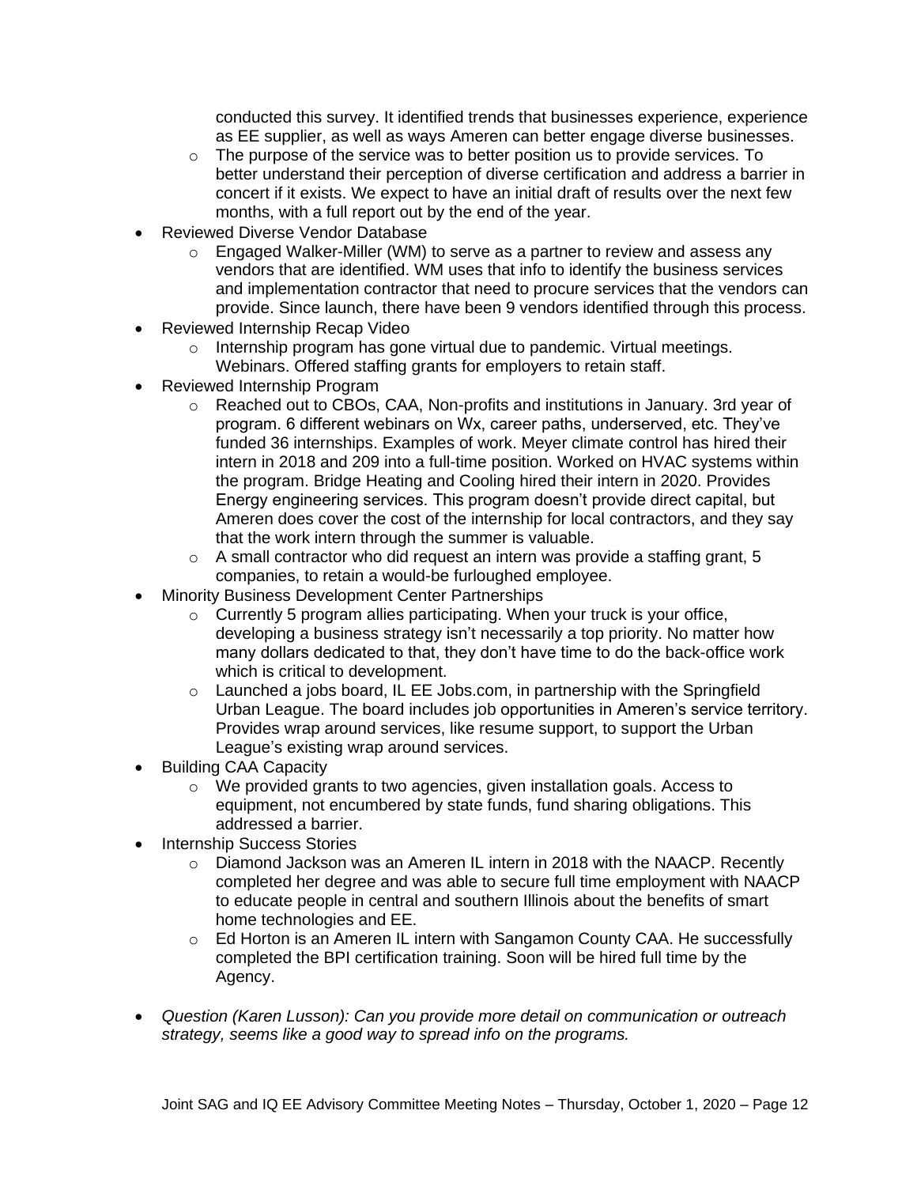- conducted this survey. It identified trends that businesses experience, experience as EE supplier, as well as ways Ameren can better engage diverse businesses.
    - The purpose of the service was to better position us to provide services. To better understand their perception of diverse certification and address a barrier in concert if it exists. We expect to have an initial draft of results over the next few months, with a full report out by the end of the year.
- Reviewed Diverse Vendor Database
    - Engaged Walker-Miller (WM) to serve as a partner to review and assess any vendors that are identified. WM uses that info to identify the business services and implementation contractor that need to procure services that the vendors can provide. Since launch, there have been 9 vendors identified through this process.
- Reviewed Internship Recap Video
    - Internship program has gone virtual due to pandemic. Virtual meetings. Webinars. Offered staffing grants for employers to retain staff.
- Reviewed Internship Program
    - Reached out to CBOs, CAA, Non-profits and institutions in January. 3rd year of program. 6 different webinars on Wx, career paths, underserved, etc. They've funded 36 internships. Examples of work. Meyer climate control has hired their intern in 2018 and 209 into a full-time position. Worked on HVAC systems within the program. Bridge Heating and Cooling hired their intern in 2020. Provides Energy engineering services. This program doesn't provide direct capital, but Ameren does cover the cost of the internship for local contractors, and they say that the work intern through the summer is valuable.
    - A small contractor who did request an intern was provide a staffing grant, 5 companies, to retain a would-be furloughed employee.
- Minority Business Development Center Partnerships
    - Currently 5 program allies participating. When your truck is your office, developing a business strategy isn't necessarily a top priority. No matter how many dollars dedicated to that, they don't have time to do the back-office work which is critical to development.
    - Launched a jobs board, IL EE Jobs.com, in partnership with the Springfield Urban League. The board includes job opportunities in Ameren's service territory. Provides wrap around services, like resume support, to support the Urban League's existing wrap around services.
- Building CAA Capacity
    - We provided grants to two agencies, given installation goals. Access to equipment, not encumbered by state funds, fund sharing obligations. This addressed a barrier.
- Internship Success Stories
    - Diamond Jackson was an Ameren IL intern in 2018 with the NAACP. Recently completed her degree and was able to secure full time employment with NAACP to educate people in central and southern Illinois about the benefits of smart home technologies and EE.
    - Ed Horton is an Ameren IL intern with Sangamon County CAA. He successfully completed the BPI certification training. Soon will be hired full time by the Agency.

- *Question (Karen Lusson): Can you provide more detail on communication or outreach strategy, seems like a good way to spread info on the programs.*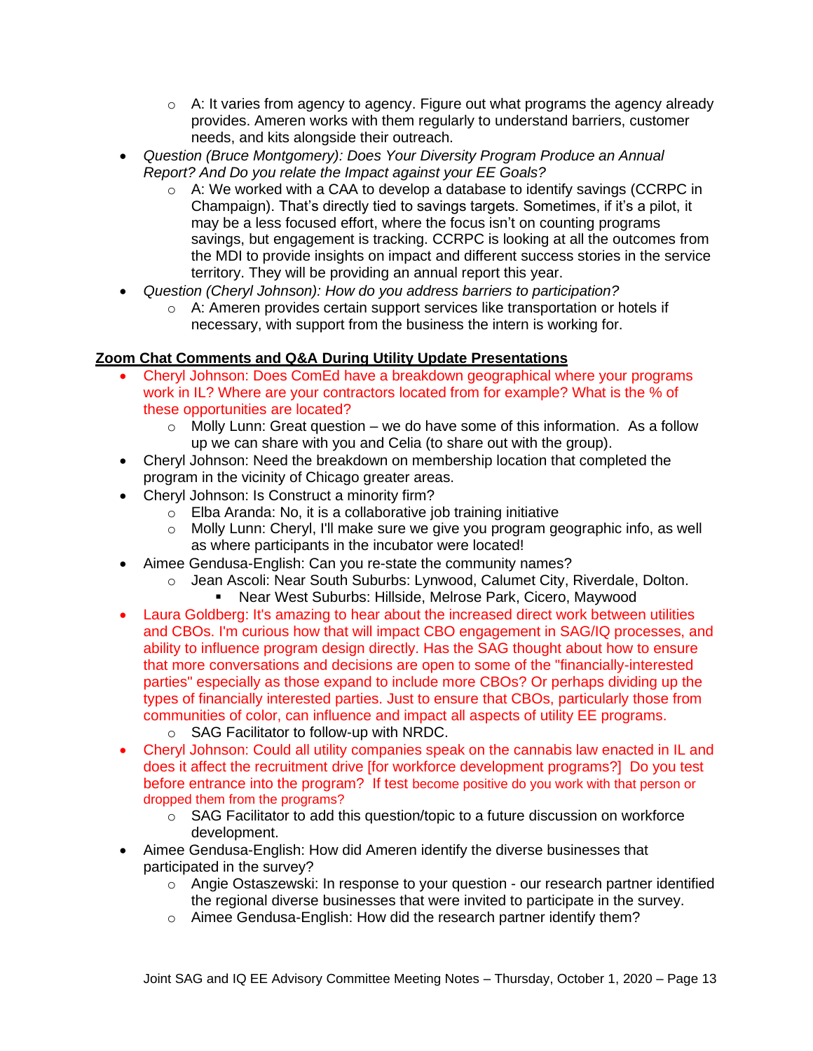- A: It varies from agency to agency. Figure out what programs the agency already provides. Ameren works with them regularly to understand barriers, customer needs, and kits alongside their outreach.
- *Question (Bruce Montgomery): Does Your Diversity Program Produce an Annual Report? And Do you relate the Impact against your EE Goals?*
    - A: We worked with a CAA to develop a database to identify savings (CCRPC in Champaign). That's directly tied to savings targets. Sometimes, if it's a pilot, it may be a less focused effort, where the focus isn't on counting programs savings, but engagement is tracking. CCRPC is looking at all the outcomes from the MDI to provide insights on impact and different success stories in the service territory. They will be providing an annual report this year.
- *Question (Cheryl Johnson): How do you address barriers to participation?*
    - A: Ameren provides certain support services like transportation or hotels if necessary, with support from the business the intern is working for.

**Zoom Chat Comments and Q&A During Utility Update Presentations**

- Cheryl Johnson: Does ComEd have a breakdown geographical where your programs work in IL? Where are your contractors located from for example? What is the % of these opportunities are located?
    - Molly Lunn: Great question – we do have some of this information. As a follow up we can share with you and Celia (to share out with the group).
- Cheryl Johnson: Need the breakdown on membership location that completed the program in the vicinity of Chicago greater areas.
- Cheryl Johnson: Is Construct a minority firm?
    - Elba Aranda: No, it is a collaborative job training initiative
    - Molly Lunn: Cheryl, I'll make sure we give you program geographic info, as well as where participants in the incubator were located!
- Aimee Gendusa-English: Can you re-state the community names?
    - Jean Ascoli: Near South Suburbs: Lynwood, Calumet City, Riverdale, Dolton.
        - Near West Suburbs: Hillside, Melrose Park, Cicero, Maywood
- Laura Goldberg: It's amazing to hear about the increased direct work between utilities and CBOs. I'm curious how that will impact CBO engagement in SAG/IQ processes, and ability to influence program design directly. Has the SAG thought about how to ensure that more conversations and decisions are open to some of the "financially-interested parties" especially as those expand to include more CBOs? Or perhaps dividing up the types of financially interested parties. Just to ensure that CBOs, particularly those from communities of color, can influence and impact all aspects of utility EE programs.
    - SAG Facilitator to follow-up with NRDC.
- Cheryl Johnson: Could all utility companies speak on the cannabis law enacted in IL and does it affect the recruitment drive [for workforce development programs?] Do you test before entrance into the program? If test become positive do you work with that person or dropped them from the programs?
    - SAG Facilitator to add this question/topic to a future discussion on workforce development.
- Aimee Gendusa-English: How did Ameren identify the diverse businesses that participated in the survey?
    - Angie Ostaszewski: In response to your question - our research partner identified the regional diverse businesses that were invited to participate in the survey.
    - Aimee Gendusa-English: How did the research partner identify them?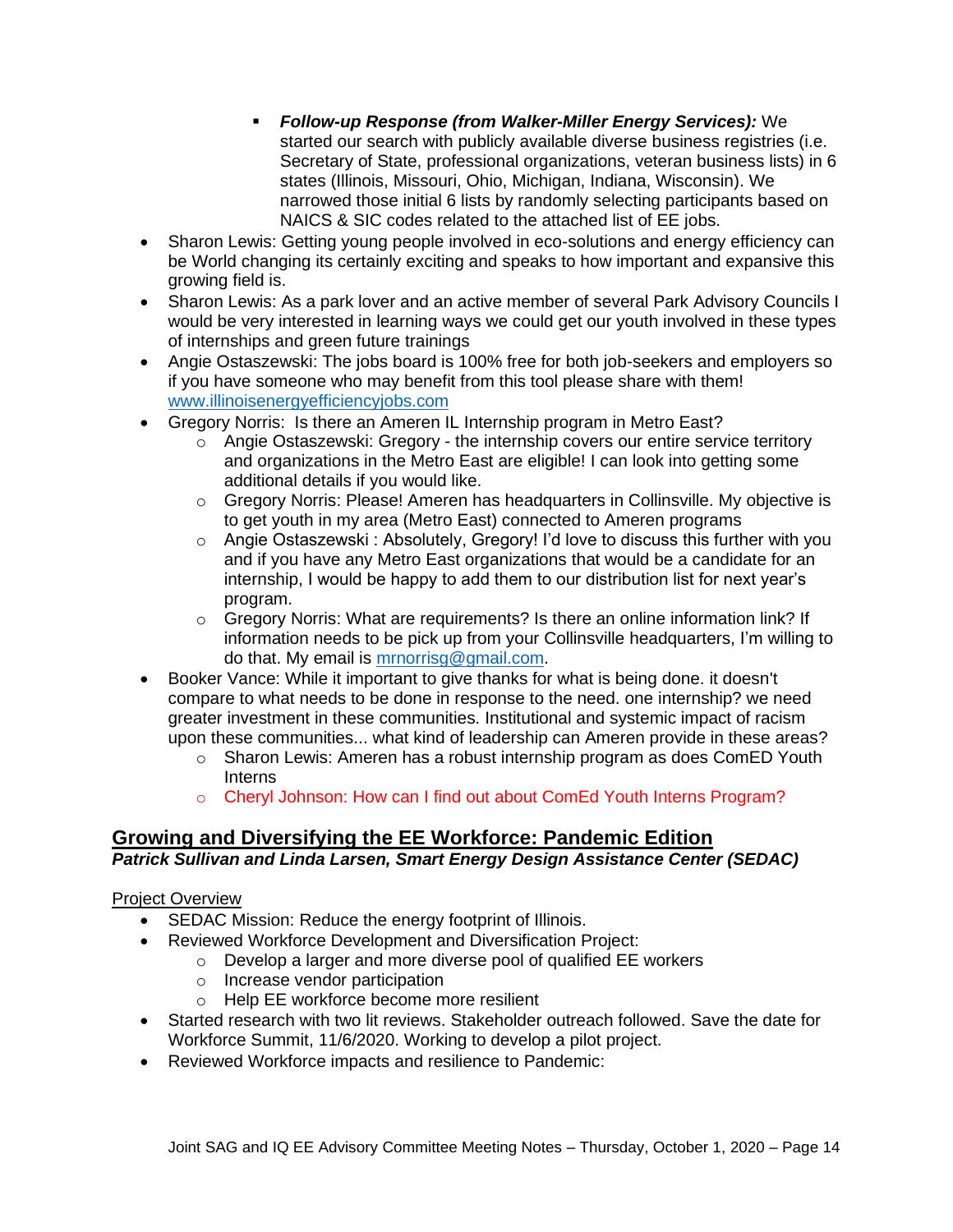- ***Follow-up Response (from Walker-Miller Energy Services):*** We started our search with publicly available diverse business registries (i.e. Secretary of State, professional organizations, veteran business lists) in 6 states (Illinois, Missouri, Ohio, Michigan, Indiana, Wisconsin). We narrowed those initial 6 lists by randomly selecting participants based on NAICS & SIC codes related to the attached list of EE jobs.
- Sharon Lewis: Getting young people involved in eco-solutions and energy efficiency can be World changing its certainly exciting and speaks to how important and expansive this growing field is.
- Sharon Lewis: As a park lover and an active member of several Park Advisory Councils I would be very interested in learning ways we could get our youth involved in these types of internships and green future trainings
- Angie Ostaszewski: The jobs board is 100% free for both job-seekers and employers so if you have someone who may benefit from this tool please share with them! [www.illinoisenergyefficiencyjobs.com](www.illinoisenergyefficiencyjobs.com)
- Gregory Norris: Is there an Ameren IL Internship program in Metro East?
    - Angie Ostaszewski: Gregory - the internship covers our entire service territory and organizations in the Metro East are eligible! I can look into getting some additional details if you would like.
    - Gregory Norris: Please! Ameren has headquarters in Collinsville. My objective is to get youth in my area (Metro East) connected to Ameren programs
    - Angie Ostaszewski : Absolutely, Gregory! I'd love to discuss this further with you and if you have any Metro East organizations that would be a candidate for an internship, I would be happy to add them to our distribution list for next year's program.
    - Gregory Norris: What are requirements? Is there an online information link? If information needs to be pick up from your Collinsville headquarters, I'm willing to do that. My email is [mrnorrisg@gmail.com](mailto:mrnorrisg@gmail.com).
- Booker Vance: While it important to give thanks for what is being done. it doesn't compare to what needs to be done in response to the need. one internship? we need greater investment in these communities. Institutional and systemic impact of racism upon these communities... what kind of leadership can Ameren provide in these areas?
    - Sharon Lewis: Ameren has a robust internship program as does ComED Youth Interns
    - Cheryl Johnson: How can I find out about ComEd Youth Interns Program?

## Growing and Diversifying the EE Workforce: Pandemic Edition

***Patrick Sullivan and Linda Larsen, Smart Energy Design Assistance Center (SEDAC)***

Project Overview

- SEDAC Mission: Reduce the energy footprint of Illinois.
- Reviewed Workforce Development and Diversification Project:
    - Develop a larger and more diverse pool of qualified EE workers
    - Increase vendor participation
    - Help EE workforce become more resilient
- Started research with two lit reviews. Stakeholder outreach followed. Save the date for Workforce Summit, 11/6/2020. Working to develop a pilot project.
- Reviewed Workforce impacts and resilience to Pandemic: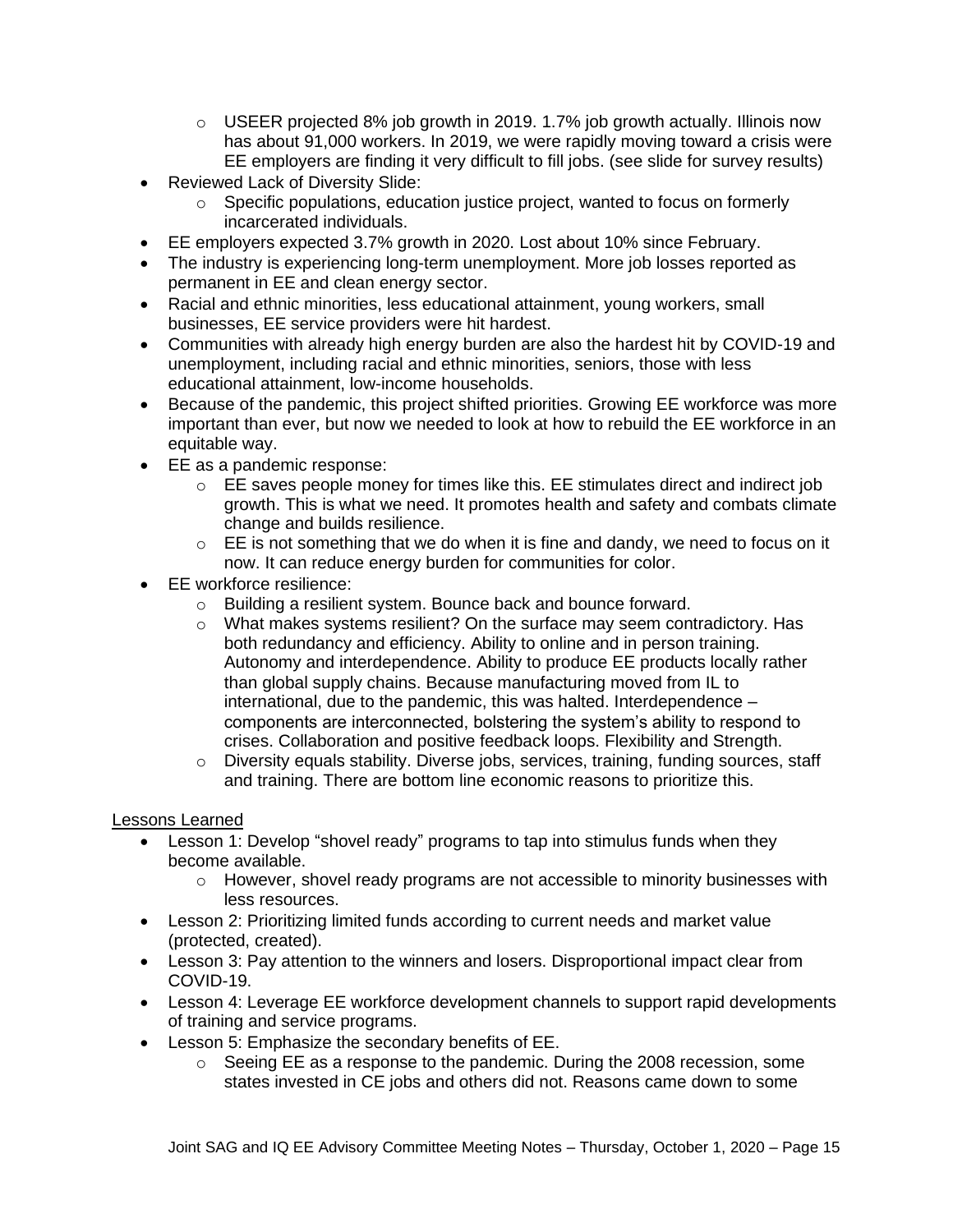- USEER projected 8% job growth in 2019. 1.7% job growth actually. Illinois now has about 91,000 workers. In 2019, we were rapidly moving toward a crisis were EE employers are finding it very difficult to fill jobs. (see slide for survey results)
- Reviewed Lack of Diversity Slide:
  - Specific populations, education justice project, wanted to focus on formerly incarcerated individuals.
- EE employers expected 3.7% growth in 2020. Lost about 10% since February.
- The industry is experiencing long-term unemployment. More job losses reported as permanent in EE and clean energy sector.
- Racial and ethnic minorities, less educational attainment, young workers, small businesses, EE service providers were hit hardest.
- Communities with already high energy burden are also the hardest hit by COVID-19 and unemployment, including racial and ethnic minorities, seniors, those with less educational attainment, low-income households.
- Because of the pandemic, this project shifted priorities. Growing EE workforce was more important than ever, but now we needed to look at how to rebuild the EE workforce in an equitable way.
- EE as a pandemic response:
  - EE saves people money for times like this. EE stimulates direct and indirect job growth. This is what we need. It promotes health and safety and combats climate change and builds resilience.
  - EE is not something that we do when it is fine and dandy, we need to focus on it now. It can reduce energy burden for communities for color.
- EE workforce resilience:
  - Building a resilient system. Bounce back and bounce forward.
  - What makes systems resilient? On the surface may seem contradictory. Has both redundancy and efficiency. Ability to online and in person training. Autonomy and interdependence. Ability to produce EE products locally rather than global supply chains. Because manufacturing moved from IL to international, due to the pandemic, this was halted. Interdependence – components are interconnected, bolstering the system's ability to respond to crises. Collaboration and positive feedback loops. Flexibility and Strength.
  - Diversity equals stability. Diverse jobs, services, training, funding sources, staff and training. There are bottom line economic reasons to prioritize this.

<u>Lessons Learned</u>

- Lesson 1: Develop "shovel ready" programs to tap into stimulus funds when they become available.
  - However, shovel ready programs are not accessible to minority businesses with less resources.
- Lesson 2: Prioritizing limited funds according to current needs and market value (protected, created).
- Lesson 3: Pay attention to the winners and losers. Disproportional impact clear from COVID-19.
- Lesson 4: Leverage EE workforce development channels to support rapid developments of training and service programs.
- Lesson 5: Emphasize the secondary benefits of EE.
  - Seeing EE as a response to the pandemic. During the 2008 recession, some states invested in CE jobs and others did not. Reasons came down to some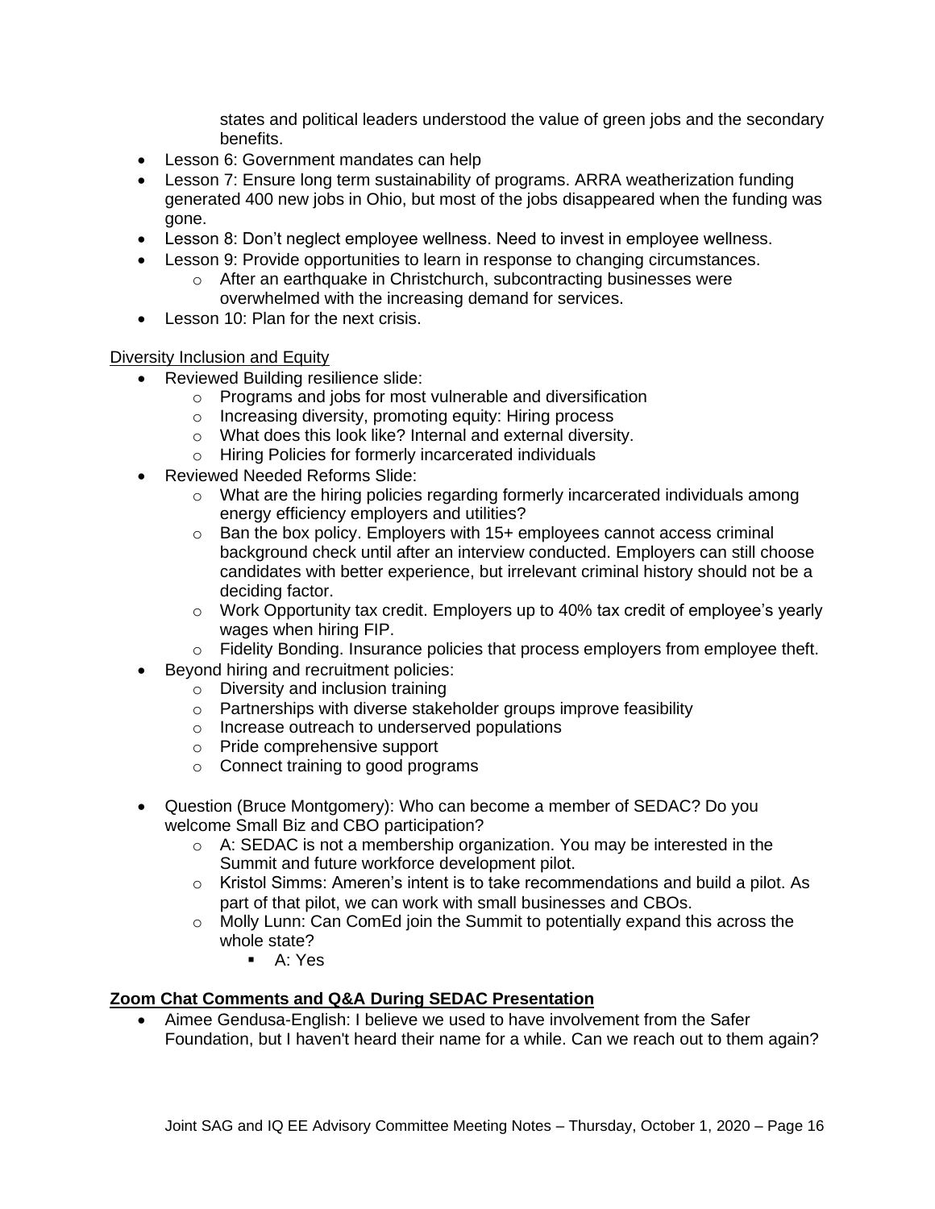states and political leaders understood the value of green jobs and the secondary benefits.

- Lesson 6: Government mandates can help
- Lesson 7: Ensure long term sustainability of programs. ARRA weatherization funding generated 400 new jobs in Ohio, but most of the jobs disappeared when the funding was gone.
- Lesson 8: Don't neglect employee wellness. Need to invest in employee wellness.
- Lesson 9: Provide opportunities to learn in response to changing circumstances.
  - After an earthquake in Christchurch, subcontracting businesses were overwhelmed with the increasing demand for services.
- Lesson 10: Plan for the next crisis.

Diversity Inclusion and Equity

- Reviewed Building resilience slide:
  - Programs and jobs for most vulnerable and diversification
  - Increasing diversity, promoting equity: Hiring process
  - What does this look like? Internal and external diversity.
  - Hiring Policies for formerly incarcerated individuals
- Reviewed Needed Reforms Slide:
  - What are the hiring policies regarding formerly incarcerated individuals among energy efficiency employers and utilities?
  - Ban the box policy. Employers with 15+ employees cannot access criminal background check until after an interview conducted. Employers can still choose candidates with better experience, but irrelevant criminal history should not be a deciding factor.
  - Work Opportunity tax credit. Employers up to 40% tax credit of employee's yearly wages when hiring FIP.
  - Fidelity Bonding. Insurance policies that process employers from employee theft.
- Beyond hiring and recruitment policies:
  - Diversity and inclusion training
  - Partnerships with diverse stakeholder groups improve feasibility
  - Increase outreach to underserved populations
  - Pride comprehensive support
  - Connect training to good programs

- Question (Bruce Montgomery): Who can become a member of SEDAC? Do you welcome Small Biz and CBO participation?
  - A: SEDAC is not a membership organization. You may be interested in the Summit and future workforce development pilot.
  - Kristol Simms: Ameren's intent is to take recommendations and build a pilot. As part of that pilot, we can work with small businesses and CBOs.
  - Molly Lunn: Can ComEd join the Summit to potentially expand this across the whole state?
    - A: Yes

**Zoom Chat Comments and Q&A During SEDAC Presentation**

- Aimee Gendusa-English: I believe we used to have involvement from the Safer Foundation, but I haven't heard their name for a while. Can we reach out to them again?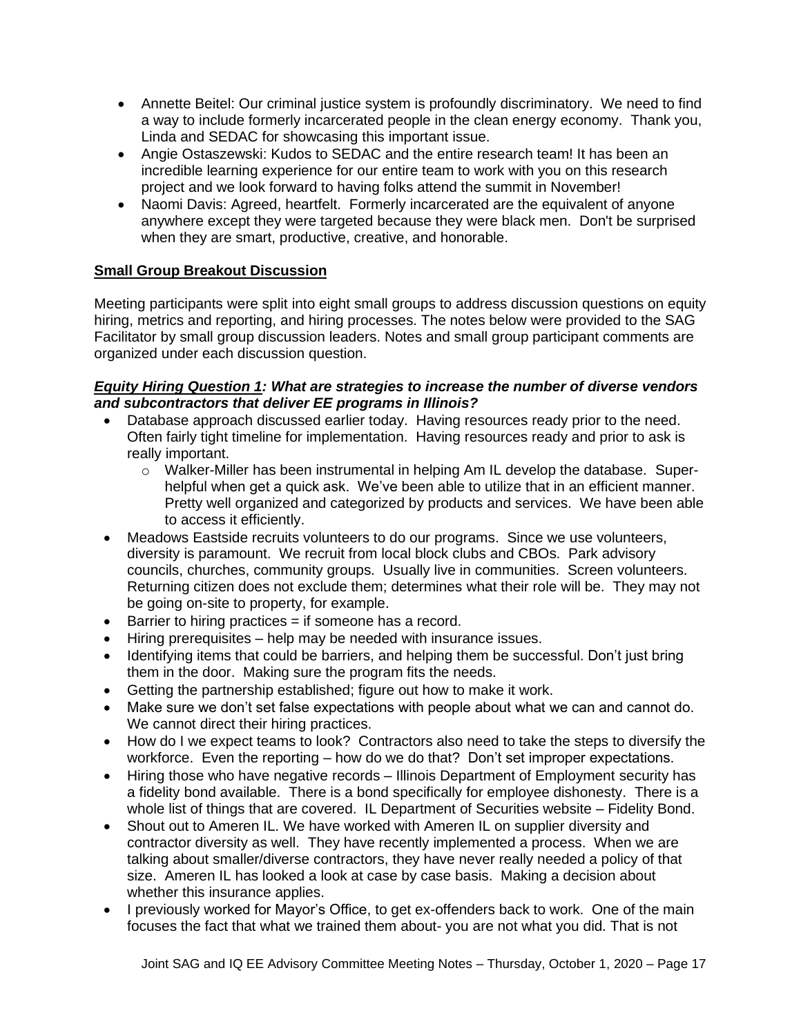- Annette Beitel: Our criminal justice system is profoundly discriminatory. We need to find a way to include formerly incarcerated people in the clean energy economy. Thank you, Linda and SEDAC for showcasing this important issue.
- Angie Ostaszewski: Kudos to SEDAC and the entire research team! It has been an incredible learning experience for our entire team to work with you on this research project and we look forward to having folks attend the summit in November!
- Naomi Davis: Agreed, heartfelt. Formerly incarcerated are the equivalent of anyone anywhere except they were targeted because they were black men. Don't be surprised when they are smart, productive, creative, and honorable.

## Small Group Breakout Discussion

Meeting participants were split into eight small groups to address discussion questions on equity hiring, metrics and reporting, and hiring processes. The notes below were provided to the SAG Facilitator by small group discussion leaders. Notes and small group participant comments are organized under each discussion question.

### *Equity Hiring Question 1: What are strategies to increase the number of diverse vendors and subcontractors that deliver EE programs in Illinois?*

- Database approach discussed earlier today. Having resources ready prior to the need. Often fairly tight timeline for implementation. Having resources ready and prior to ask is really important.
  - Walker-Miller has been instrumental in helping Am IL develop the database. Super-helpful when get a quick ask. We've been able to utilize that in an efficient manner. Pretty well organized and categorized by products and services. We have been able to access it efficiently.
- Meadows Eastside recruits volunteers to do our programs. Since we use volunteers, diversity is paramount. We recruit from local block clubs and CBOs. Park advisory councils, churches, community groups. Usually live in communities. Screen volunteers. Returning citizen does not exclude them; determines what their role will be. They may not be going on-site to property, for example.
- Barrier to hiring practices = if someone has a record.
- Hiring prerequisites – help may be needed with insurance issues.
- Identifying items that could be barriers, and helping them be successful. Don't just bring them in the door. Making sure the program fits the needs.
- Getting the partnership established; figure out how to make it work.
- Make sure we don't set false expectations with people about what we can and cannot do. We cannot direct their hiring practices.
- How do I we expect teams to look? Contractors also need to take the steps to diversify the workforce. Even the reporting – how do we do that? Don't set improper expectations.
- Hiring those who have negative records – Illinois Department of Employment security has a fidelity bond available. There is a bond specifically for employee dishonesty. There is a whole list of things that are covered. IL Department of Securities website – Fidelity Bond.
- Shout out to Ameren IL. We have worked with Ameren IL on supplier diversity and contractor diversity as well. They have recently implemented a process. When we are talking about smaller/diverse contractors, they have never really needed a policy of that size. Ameren IL has looked a look at case by case basis. Making a decision about whether this insurance applies.
- I previously worked for Mayor's Office, to get ex-offenders back to work. One of the main focuses the fact that what we trained them about- you are not what you did. That is not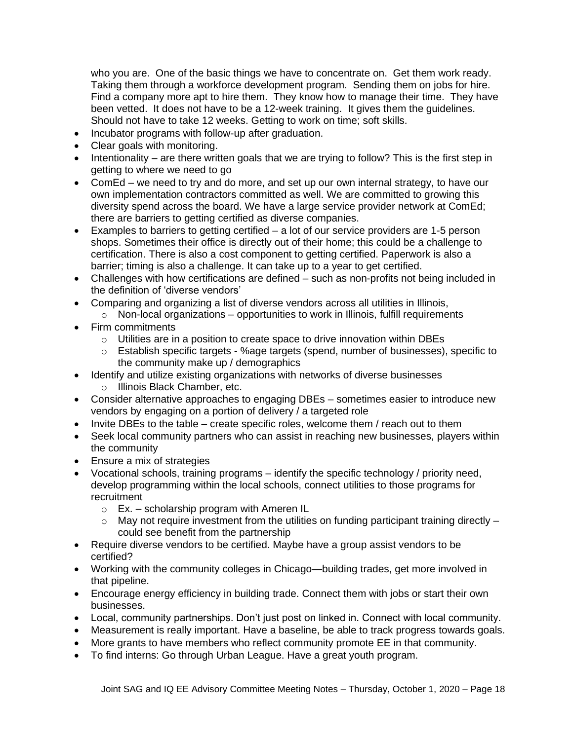who you are. One of the basic things we have to concentrate on. Get them work ready. Taking them through a workforce development program. Sending them on jobs for hire. Find a company more apt to hire them. They know how to manage their time. They have been vetted. It does not have to be a 12-week training. It gives them the guidelines. Should not have to take 12 weeks. Getting to work on time; soft skills.

- Incubator programs with follow-up after graduation.
- Clear goals with monitoring.
- Intentionality – are there written goals that we are trying to follow? This is the first step in getting to where we need to go
- ComEd – we need to try and do more, and set up our own internal strategy, to have our own implementation contractors committed as well. We are committed to growing this diversity spend across the board. We have a large service provider network at ComEd; there are barriers to getting certified as diverse companies.
- Examples to barriers to getting certified – a lot of our service providers are 1-5 person shops. Sometimes their office is directly out of their home; this could be a challenge to certification. There is also a cost component to getting certified. Paperwork is also a barrier; timing is also a challenge. It can take up to a year to get certified.
- Challenges with how certifications are defined – such as non-profits not being included in the definition of 'diverse vendors'
- Comparing and organizing a list of diverse vendors across all utilities in Illinois,
  - Non-local organizations – opportunities to work in Illinois, fulfill requirements
- Firm commitments
  - Utilities are in a position to create space to drive innovation within DBEs
  - Establish specific targets - %age targets (spend, number of businesses), specific to the community make up / demographics
- Identify and utilize existing organizations with networks of diverse businesses
  - Illinois Black Chamber, etc.
- Consider alternative approaches to engaging DBEs – sometimes easier to introduce new vendors by engaging on a portion of delivery / a targeted role
- Invite DBEs to the table – create specific roles, welcome them / reach out to them
- Seek local community partners who can assist in reaching new businesses, players within the community
- Ensure a mix of strategies
- Vocational schools, training programs – identify the specific technology / priority need, develop programming within the local schools, connect utilities to those programs for recruitment
  - Ex. – scholarship program with Ameren IL
  - May not require investment from the utilities on funding participant training directly – could see benefit from the partnership
- Require diverse vendors to be certified. Maybe have a group assist vendors to be certified?
- Working with the community colleges in Chicago—building trades, get more involved in that pipeline.
- Encourage energy efficiency in building trade. Connect them with jobs or start their own businesses.
- Local, community partnerships. Don't just post on linked in. Connect with local community.
- Measurement is really important. Have a baseline, be able to track progress towards goals.
- More grants to have members who reflect community promote EE in that community.
- To find interns: Go through Urban League. Have a great youth program.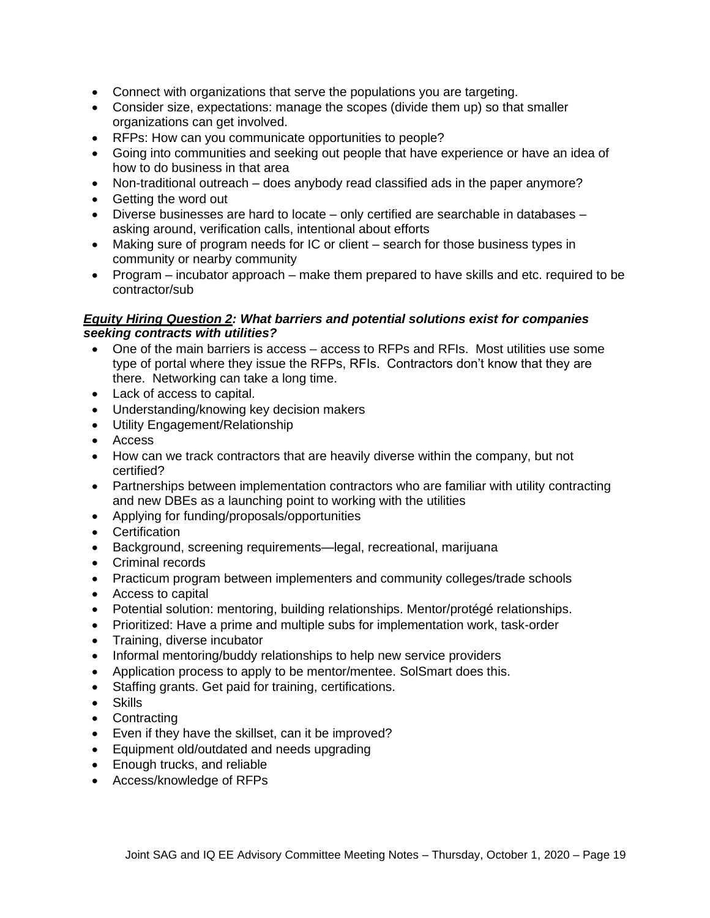- Connect with organizations that serve the populations you are targeting.
- Consider size, expectations: manage the scopes (divide them up) so that smaller organizations can get involved.
- RFPs: How can you communicate opportunities to people?
- Going into communities and seeking out people that have experience or have an idea of how to do business in that area
- Non-traditional outreach – does anybody read classified ads in the paper anymore?
- Getting the word out
- Diverse businesses are hard to locate – only certified are searchable in databases – asking around, verification calls, intentional about efforts
- Making sure of program needs for IC or client – search for those business types in community or nearby community
- Program – incubator approach – make them prepared to have skills and etc. required to be contractor/sub

***Equity Hiring Question 2: What barriers and potential solutions exist for companies seeking contracts with utilities?***

- One of the main barriers is access – access to RFPs and RFIs. Most utilities use some type of portal where they issue the RFPs, RFIs. Contractors don't know that they are there. Networking can take a long time.
- Lack of access to capital.
- Understanding/knowing key decision makers
- Utility Engagement/Relationship
- Access
- How can we track contractors that are heavily diverse within the company, but not certified?
- Partnerships between implementation contractors who are familiar with utility contracting and new DBEs as a launching point to working with the utilities
- Applying for funding/proposals/opportunities
- Certification
- Background, screening requirements—legal, recreational, marijuana
- Criminal records
- Practicum program between implementers and community colleges/trade schools
- Access to capital
- Potential solution: mentoring, building relationships. Mentor/protégé relationships.
- Prioritized: Have a prime and multiple subs for implementation work, task-order
- Training, diverse incubator
- Informal mentoring/buddy relationships to help new service providers
- Application process to apply to be mentor/mentee. SolSmart does this.
- Staffing grants. Get paid for training, certifications.
- Skills
- Contracting
- Even if they have the skillset, can it be improved?
- Equipment old/outdated and needs upgrading
- Enough trucks, and reliable
- Access/knowledge of RFPs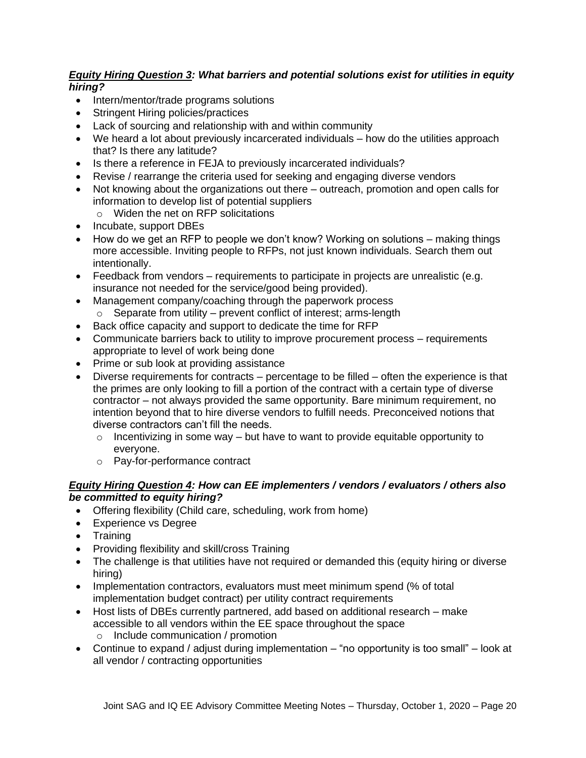***<u>Equity Hiring Question 3</u>: What barriers and potential solutions exist for utilities in equity hiring?***

- Intern/mentor/trade programs solutions
- Stringent Hiring policies/practices
- Lack of sourcing and relationship with and within community
- We heard a lot about previously incarcerated individuals – how do the utilities approach that? Is there any latitude?
- Is there a reference in FEJA to previously incarcerated individuals?
- Revise / rearrange the criteria used for seeking and engaging diverse vendors
- Not knowing about the organizations out there – outreach, promotion and open calls for information to develop list of potential suppliers
  - Widen the net on RFP solicitations
- Incubate, support DBEs
- How do we get an RFP to people we don't know? Working on solutions – making things more accessible. Inviting people to RFPs, not just known individuals. Search them out intentionally.
- Feedback from vendors – requirements to participate in projects are unrealistic (e.g. insurance not needed for the service/good being provided).
- Management company/coaching through the paperwork process
  - Separate from utility – prevent conflict of interest; arms-length
- Back office capacity and support to dedicate the time for RFP
- Communicate barriers back to utility to improve procurement process – requirements appropriate to level of work being done
- Prime or sub look at providing assistance
- Diverse requirements for contracts – percentage to be filled – often the experience is that the primes are only looking to fill a portion of the contract with a certain type of diverse contractor – not always provided the same opportunity. Bare minimum requirement, no intention beyond that to hire diverse vendors to fulfill needs. Preconceived notions that diverse contractors can't fill the needs.
  - Incentivizing in some way – but have to want to provide equitable opportunity to everyone.
  - Pay-for-performance contract

***<u>Equity Hiring Question 4</u>: How can EE implementers / vendors / evaluators / others also be committed to equity hiring?***

- Offering flexibility (Child care, scheduling, work from home)
- Experience vs Degree
- Training
- Providing flexibility and skill/cross Training
- The challenge is that utilities have not required or demanded this (equity hiring or diverse hiring)
- Implementation contractors, evaluators must meet minimum spend (% of total implementation budget contract) per utility contract requirements
- Host lists of DBEs currently partnered, add based on additional research – make accessible to all vendors within the EE space throughout the space
  - Include communication / promotion
- Continue to expand / adjust during implementation – "no opportunity is too small" – look at all vendor / contracting opportunities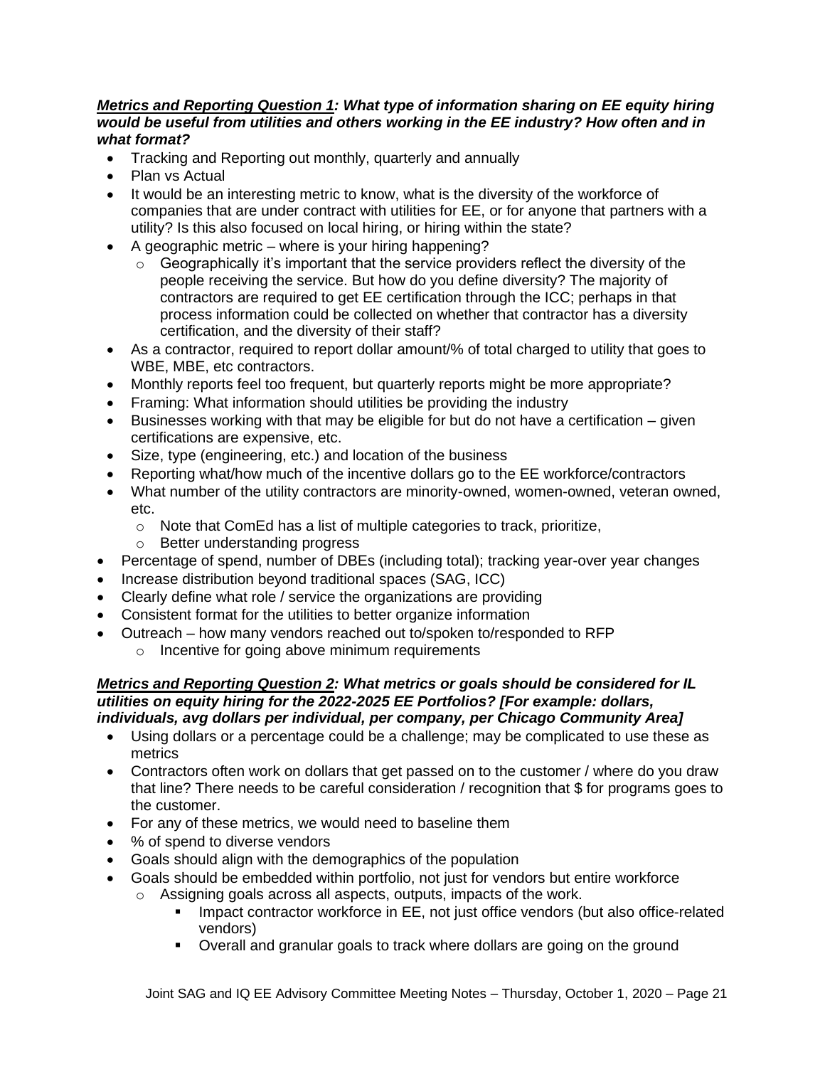***<u>Metrics and Reporting Question 1</u>: What type of information sharing on EE equity hiring would be useful from utilities and others working in the EE industry? How often and in what format?***

- Tracking and Reporting out monthly, quarterly and annually
- Plan vs Actual
- It would be an interesting metric to know, what is the diversity of the workforce of companies that are under contract with utilities for EE, or for anyone that partners with a utility? Is this also focused on local hiring, or hiring within the state?
- A geographic metric – where is your hiring happening?
  - Geographically it's important that the service providers reflect the diversity of the people receiving the service. But how do you define diversity? The majority of contractors are required to get EE certification through the ICC; perhaps in that process information could be collected on whether that contractor has a diversity certification, and the diversity of their staff?
- As a contractor, required to report dollar amount/% of total charged to utility that goes to WBE, MBE, etc contractors.
- Monthly reports feel too frequent, but quarterly reports might be more appropriate?
- Framing: What information should utilities be providing the industry
- Businesses working with that may be eligible for but do not have a certification – given certifications are expensive, etc.
- Size, type (engineering, etc.) and location of the business
- Reporting what/how much of the incentive dollars go to the EE workforce/contractors
- What number of the utility contractors are minority-owned, women-owned, veteran owned, etc.
  - Note that ComEd has a list of multiple categories to track, prioritize,
  - Better understanding progress
- Percentage of spend, number of DBEs (including total); tracking year-over year changes
- Increase distribution beyond traditional spaces (SAG, ICC)
- Clearly define what role / service the organizations are providing
- Consistent format for the utilities to better organize information
- Outreach – how many vendors reached out to/spoken to/responded to RFP
  - Incentive for going above minimum requirements

***<u>Metrics and Reporting Question 2</u>: What metrics or goals should be considered for IL utilities on equity hiring for the 2022-2025 EE Portfolios? [For example: dollars, individuals, avg dollars per individual, per company, per Chicago Community Area]***

- Using dollars or a percentage could be a challenge; may be complicated to use these as metrics
- Contractors often work on dollars that get passed on to the customer / where do you draw that line? There needs to be careful consideration / recognition that $ for programs goes to the customer.
- For any of these metrics, we would need to baseline them
- % of spend to diverse vendors
- Goals should align with the demographics of the population
- Goals should be embedded within portfolio, not just for vendors but entire workforce
  - Assigning goals across all aspects, outputs, impacts of the work.
    - Impact contractor workforce in EE, not just office vendors (but also office-related vendors)
    - Overall and granular goals to track where dollars are going on the ground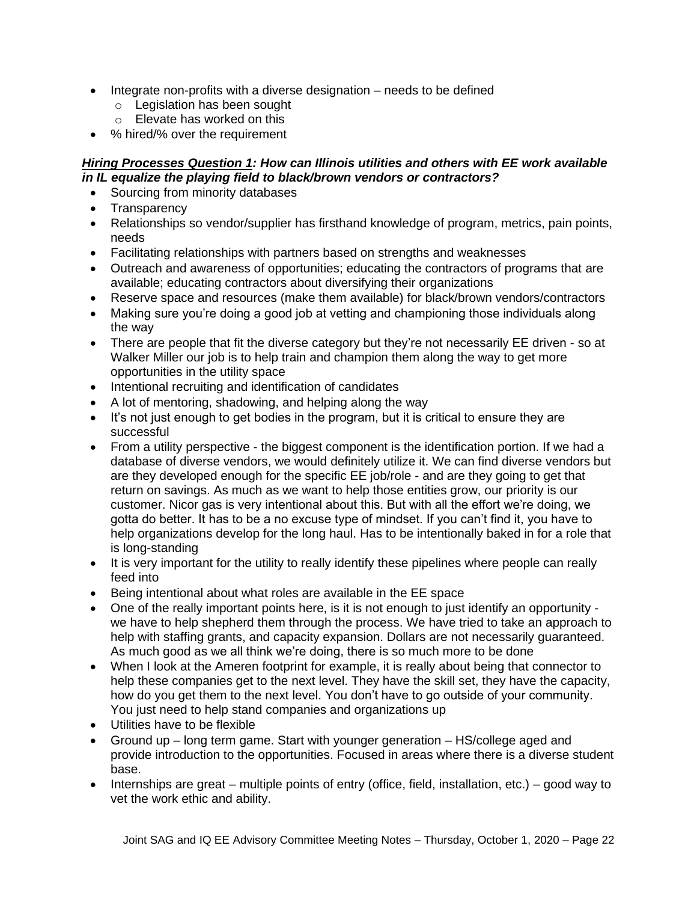- Integrate non-profits with a diverse designation – needs to be defined
    - Legislation has been sought
    - Elevate has worked on this
- % hired/% over the requirement

***<u>Hiring Processes Question 1</u>: How can Illinois utilities and others with EE work available in IL equalize the playing field to black/brown vendors or contractors?***

- Sourcing from minority databases
- Transparency
- Relationships so vendor/supplier has firsthand knowledge of program, metrics, pain points, needs
- Facilitating relationships with partners based on strengths and weaknesses
- Outreach and awareness of opportunities; educating the contractors of programs that are available; educating contractors about diversifying their organizations
- Reserve space and resources (make them available) for black/brown vendors/contractors
- Making sure you're doing a good job at vetting and championing those individuals along the way
- There are people that fit the diverse category but they're not necessarily EE driven - so at Walker Miller our job is to help train and champion them along the way to get more opportunities in the utility space
- Intentional recruiting and identification of candidates
- A lot of mentoring, shadowing, and helping along the way
- It's not just enough to get bodies in the program, but it is critical to ensure they are successful
- From a utility perspective - the biggest component is the identification portion. If we had a database of diverse vendors, we would definitely utilize it. We can find diverse vendors but are they developed enough for the specific EE job/role - and are they going to get that return on savings. As much as we want to help those entities grow, our priority is our customer. Nicor gas is very intentional about this. But with all the effort we're doing, we gotta do better. It has to be a no excuse type of mindset. If you can't find it, you have to help organizations develop for the long haul. Has to be intentionally baked in for a role that is long-standing
- It is very important for the utility to really identify these pipelines where people can really feed into
- Being intentional about what roles are available in the EE space
- One of the really important points here, is it is not enough to just identify an opportunity - we have to help shepherd them through the process. We have tried to take an approach to help with staffing grants, and capacity expansion. Dollars are not necessarily guaranteed. As much good as we all think we're doing, there is so much more to be done
- When I look at the Ameren footprint for example, it is really about being that connector to help these companies get to the next level. They have the skill set, they have the capacity, how do you get them to the next level. You don't have to go outside of your community. You just need to help stand companies and organizations up
- Utilities have to be flexible
- Ground up – long term game. Start with younger generation – HS/college aged and provide introduction to the opportunities. Focused in areas where there is a diverse student base.
- Internships are great – multiple points of entry (office, field, installation, etc.) – good way to vet the work ethic and ability.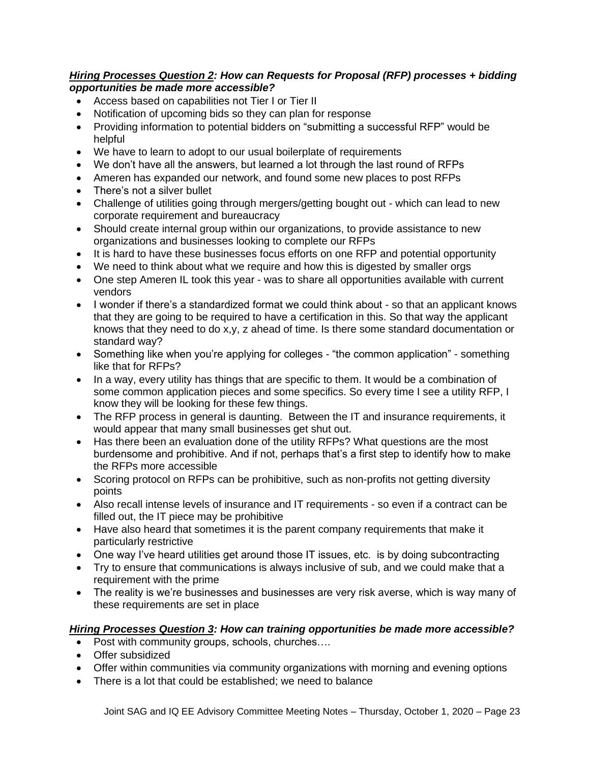***<u>Hiring Processes Question 2</u>: How can Requests for Proposal (RFP) processes + bidding opportunities be made more accessible?***

- Access based on capabilities not Tier I or Tier II
- Notification of upcoming bids so they can plan for response
- Providing information to potential bidders on "submitting a successful RFP" would be helpful
- We have to learn to adopt to our usual boilerplate of requirements
- We don't have all the answers, but learned a lot through the last round of RFPs
- Ameren has expanded our network, and found some new places to post RFPs
- There's not a silver bullet
- Challenge of utilities going through mergers/getting bought out - which can lead to new corporate requirement and bureaucracy
- Should create internal group within our organizations, to provide assistance to new organizations and businesses looking to complete our RFPs
- It is hard to have these businesses focus efforts on one RFP and potential opportunity
- We need to think about what we require and how this is digested by smaller orgs
- One step Ameren IL took this year - was to share all opportunities available with current vendors
- I wonder if there's a standardized format we could think about - so that an applicant knows that they are going to be required to have a certification in this. So that way the applicant knows that they need to do x,y, z ahead of time. Is there some standard documentation or standard way?
- Something like when you're applying for colleges - "the common application" - something like that for RFPs?
- In a way, every utility has things that are specific to them. It would be a combination of some common application pieces and some specifics. So every time I see a utility RFP, I know they will be looking for these few things.
- The RFP process in general is daunting. Between the IT and insurance requirements, it would appear that many small businesses get shut out.
- Has there been an evaluation done of the utility RFPs? What questions are the most burdensome and prohibitive. And if not, perhaps that's a first step to identify how to make the RFPs more accessible
- Scoring protocol on RFPs can be prohibitive, such as non-profits not getting diversity points
- Also recall intense levels of insurance and IT requirements - so even if a contract can be filled out, the IT piece may be prohibitive
- Have also heard that sometimes it is the parent company requirements that make it particularly restrictive
- One way I've heard utilities get around those IT issues, etc. is by doing subcontracting
- Try to ensure that communications is always inclusive of sub, and we could make that a requirement with the prime
- The reality is we're businesses and businesses are very risk averse, which is way many of these requirements are set in place

***<u>Hiring Processes Question 3</u>: How can training opportunities be made more accessible?***

- Post with community groups, schools, churches….
- Offer subsidized
- Offer within communities via community organizations with morning and evening options
- There is a lot that could be established; we need to balance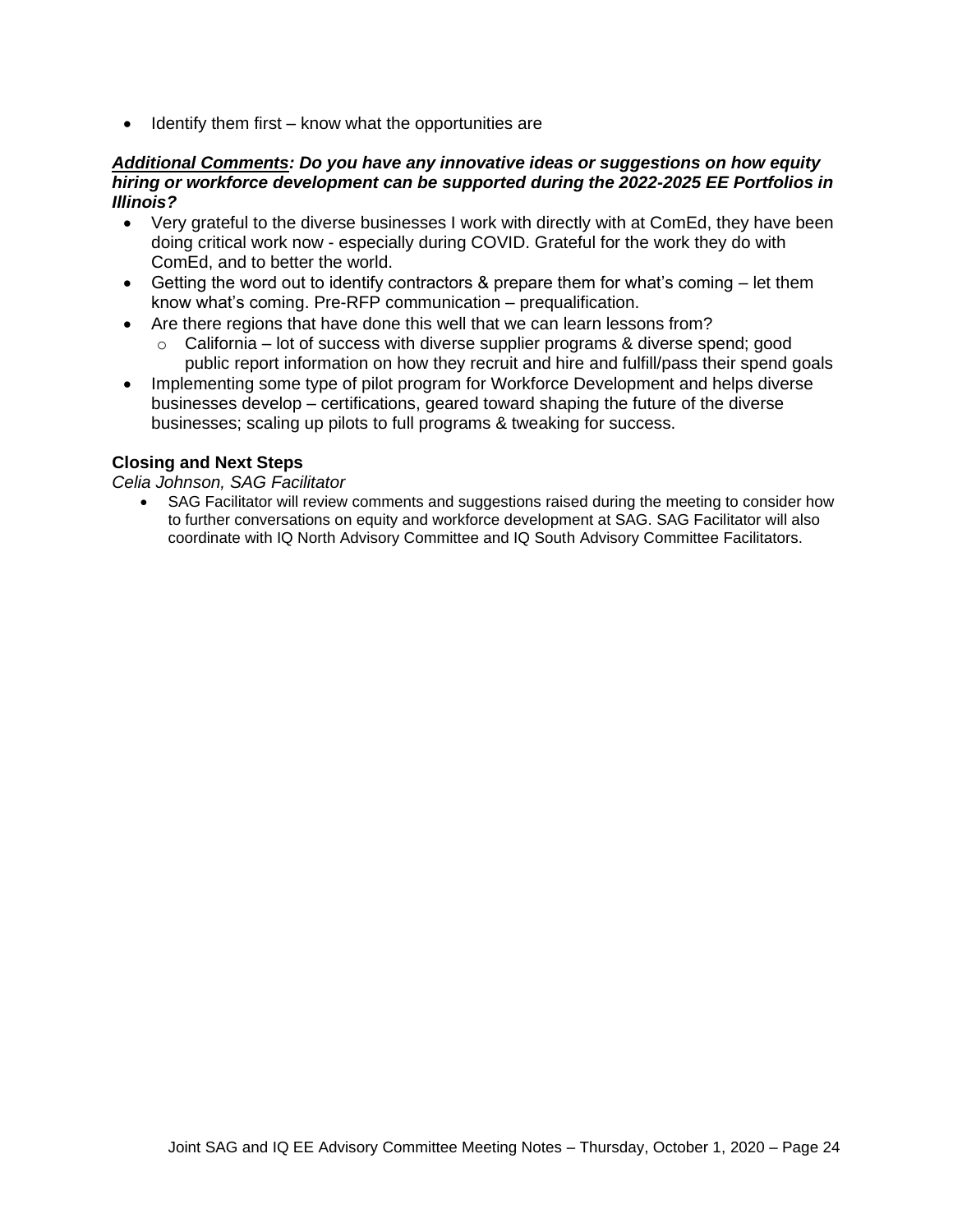- Identify them first – know what the opportunities are

***<u>Additional Comments</u>: Do you have any innovative ideas or suggestions on how equity hiring or workforce development can be supported during the 2022-2025 EE Portfolios in Illinois?***

- Very grateful to the diverse businesses I work with directly with at ComEd, they have been doing critical work now - especially during COVID. Grateful for the work they do with ComEd, and to better the world.
- Getting the word out to identify contractors & prepare them for what's coming – let them know what's coming. Pre-RFP communication – prequalification.
- Are there regions that have done this well that we can learn lessons from?
  - California – lot of success with diverse supplier programs & diverse spend; good public report information on how they recruit and hire and fulfill/pass their spend goals
- Implementing some type of pilot program for Workforce Development and helps diverse businesses develop – certifications, geared toward shaping the future of the diverse businesses; scaling up pilots to full programs & tweaking for success.

**Closing and Next Steps**

*Celia Johnson, SAG Facilitator*

- SAG Facilitator will review comments and suggestions raised during the meeting to consider how to further conversations on equity and workforce development at SAG. SAG Facilitator will also coordinate with IQ North Advisory Committee and IQ South Advisory Committee Facilitators.